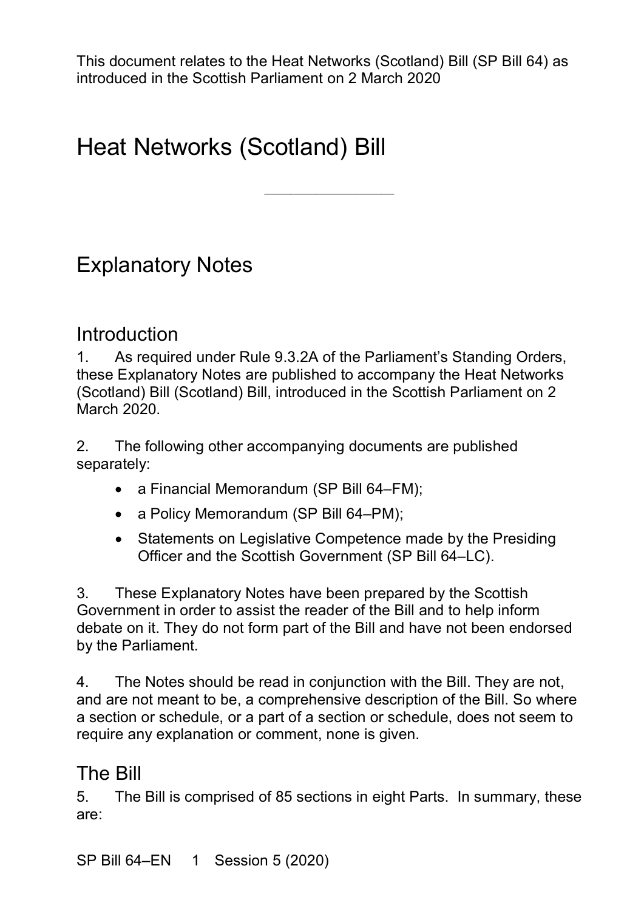This document relates to the Heat Networks (Scotland) Bill (SP Bill 64) as introduced in the Scottish Parliament on 2 March 2020

# Heat Networks (Scotland) Bill

---

## Explanatory Notes

### Introduction

1. As required under Rule 9.3.2A of the Parliament's Standing Orders, these Explanatory Notes are published to accompany the Heat Networks (Scotland) Bill (Scotland) Bill, introduced in the Scottish Parliament on 2 March 2020.

2. The following other accompanying documents are published separately:

- a Financial Memorandum (SP Bill 64–FM);
- a Policy Memorandum (SP Bill 64–PM);
- Statements on Legislative Competence made by the Presiding Officer and the Scottish Government (SP Bill 64–LC).

3. These Explanatory Notes have been prepared by the Scottish Government in order to assist the reader of the Bill and to help inform debate on it. They do not form part of the Bill and have not been endorsed by the Parliament.

4. The Notes should be read in conjunction with the Bill. They are not, and are not meant to be, a comprehensive description of the Bill. So where a section or schedule, or a part of a section or schedule, does not seem to require any explanation or comment, none is given.

### The Bill

5. The Bill is comprised of 85 sections in eight Parts. In summary, these are: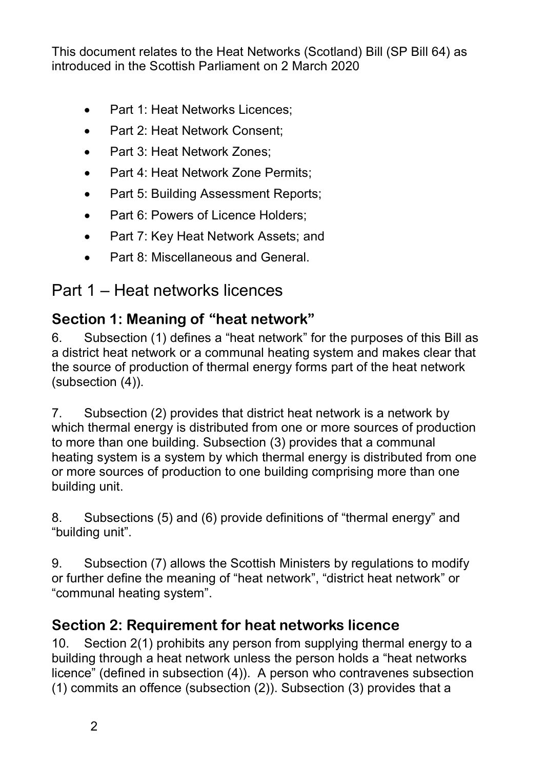This document relates to the Heat Networks (Scotland) Bill (SP Bill 64) as introduced in the Scottish Parliament on 2 March 2020

- Part 1: Heat Networks Licences;
- Part 2: Heat Network Consent;
- Part 3: Heat Network Zones;
- Part 4: Heat Network Zone Permits;
- Part 5: Building Assessment Reports;
- Part 6: Powers of Licence Holders;
- Part 7: Key Heat Network Assets; and
- Part 8: Miscellaneous and General.

# Part 1 – Heat networks licences

## Section 1: Meaning of "heat network"

6. Subsection (1) defines a "heat network" for the purposes of this Bill as a district heat network or a communal heating system and makes clear that the source of production of thermal energy forms part of the heat network (subsection (4)).

7. Subsection (2) provides that district heat network is a network by which thermal energy is distributed from one or more sources of production to more than one building. Subsection (3) provides that a communal heating system is a system by which thermal energy is distributed from one or more sources of production to one building comprising more than one building unit.

8. Subsections (5) and (6) provide definitions of "thermal energy" and "building unit".

9. Subsection (7) allows the Scottish Ministers by regulations to modify or further define the meaning of "heat network", "district heat network" or "communal heating system".

## Section 2: Requirement for heat networks licence

10. Section 2(1) prohibits any person from supplying thermal energy to a building through a heat network unless the person holds a "heat networks licence" (defined in subsection (4)). A person who contravenes subsection (1) commits an offence (subsection (2)). Subsection (3) provides that a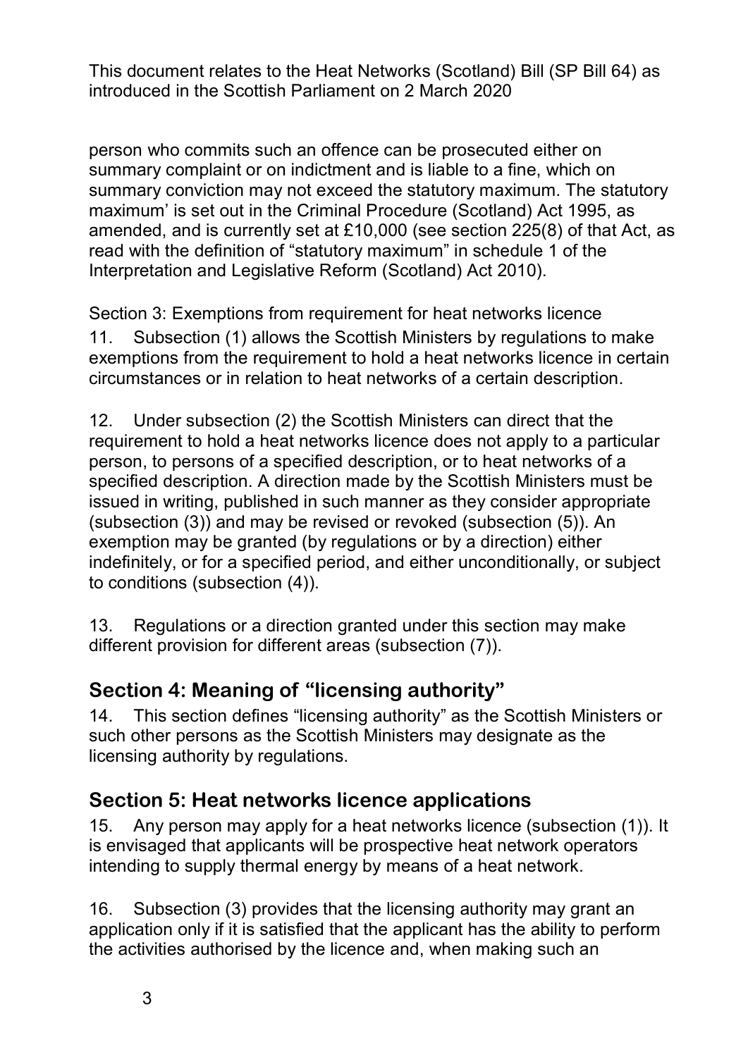person who commits such an offence can be prosecuted either on summary complaint or on indictment and is liable to a fine, which on summary conviction may not exceed the statutory maximum. The statutory maximum' is set out in the Criminal Procedure (Scotland) Act 1995, as amended, and is currently set at £10,000 (see section 225(8) of that Act, as read with the definition of "statutory maximum" in schedule 1 of the Interpretation and Legislative Reform (Scotland) Act 2010).

Section 3: Exemptions from requirement for heat networks licence

11. Subsection (1) allows the Scottish Ministers by regulations to make exemptions from the requirement to hold a heat networks licence in certain circumstances or in relation to heat networks of a certain description.

12. Under subsection (2) the Scottish Ministers can direct that the requirement to hold a heat networks licence does not apply to a particular person, to persons of a specified description, or to heat networks of a specified description. A direction made by the Scottish Ministers must be issued in writing, published in such manner as they consider appropriate (subsection (3)) and may be revised or revoked (subsection (5)). An exemption may be granted (by regulations or by a direction) either indefinitely, or for a specified period, and either unconditionally, or subject to conditions (subsection (4)).

13. Regulations or a direction granted under this section may make different provision for different areas (subsection (7)).

## Section 4: Meaning of "licensing authority"

14. This section defines "licensing authority" as the Scottish Ministers or such other persons as the Scottish Ministers may designate as the licensing authority by regulations.

## Section 5: Heat networks licence applications

15. Any person may apply for a heat networks licence (subsection (1)). It is envisaged that applicants will be prospective heat network operators intending to supply thermal energy by means of a heat network.

16. Subsection (3) provides that the licensing authority may grant an application only if it is satisfied that the applicant has the ability to perform the activities authorised by the licence and, when making such an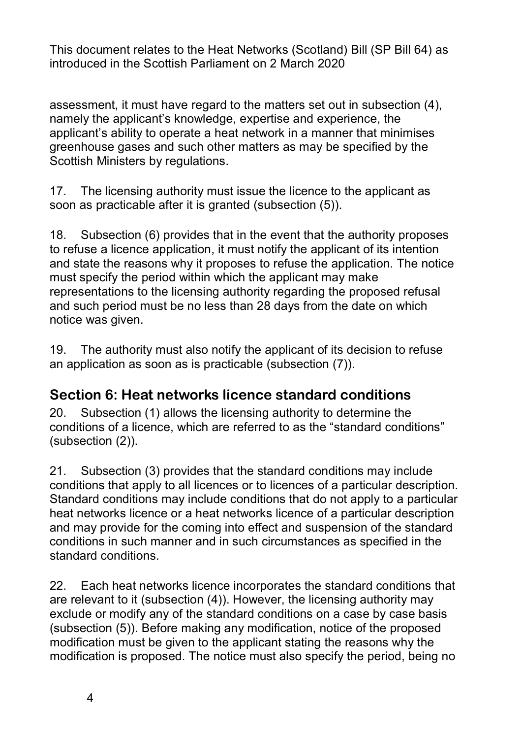assessment, it must have regard to the matters set out in subsection (4), namely the applicant's knowledge, expertise and experience, the applicant's ability to operate a heat network in a manner that minimises greenhouse gases and such other matters as may be specified by the Scottish Ministers by regulations.

17. The licensing authority must issue the licence to the applicant as soon as practicable after it is granted (subsection (5)).

18. Subsection (6) provides that in the event that the authority proposes to refuse a licence application, it must notify the applicant of its intention and state the reasons why it proposes to refuse the application. The notice must specify the period within which the applicant may make representations to the licensing authority regarding the proposed refusal and such period must be no less than 28 days from the date on which notice was given.

19. The authority must also notify the applicant of its decision to refuse an application as soon as is practicable (subsection (7)).

## Section 6: Heat networks licence standard conditions

20. Subsection (1) allows the licensing authority to determine the conditions of a licence, which are referred to as the "standard conditions" (subsection (2)).

21. Subsection (3) provides that the standard conditions may include conditions that apply to all licences or to licences of a particular description. Standard conditions may include conditions that do not apply to a particular heat networks licence or a heat networks licence of a particular description and may provide for the coming into effect and suspension of the standard conditions in such manner and in such circumstances as specified in the standard conditions.

22. Each heat networks licence incorporates the standard conditions that are relevant to it (subsection (4)). However, the licensing authority may exclude or modify any of the standard conditions on a case by case basis (subsection (5)). Before making any modification, notice of the proposed modification must be given to the applicant stating the reasons why the modification is proposed. The notice must also specify the period, being no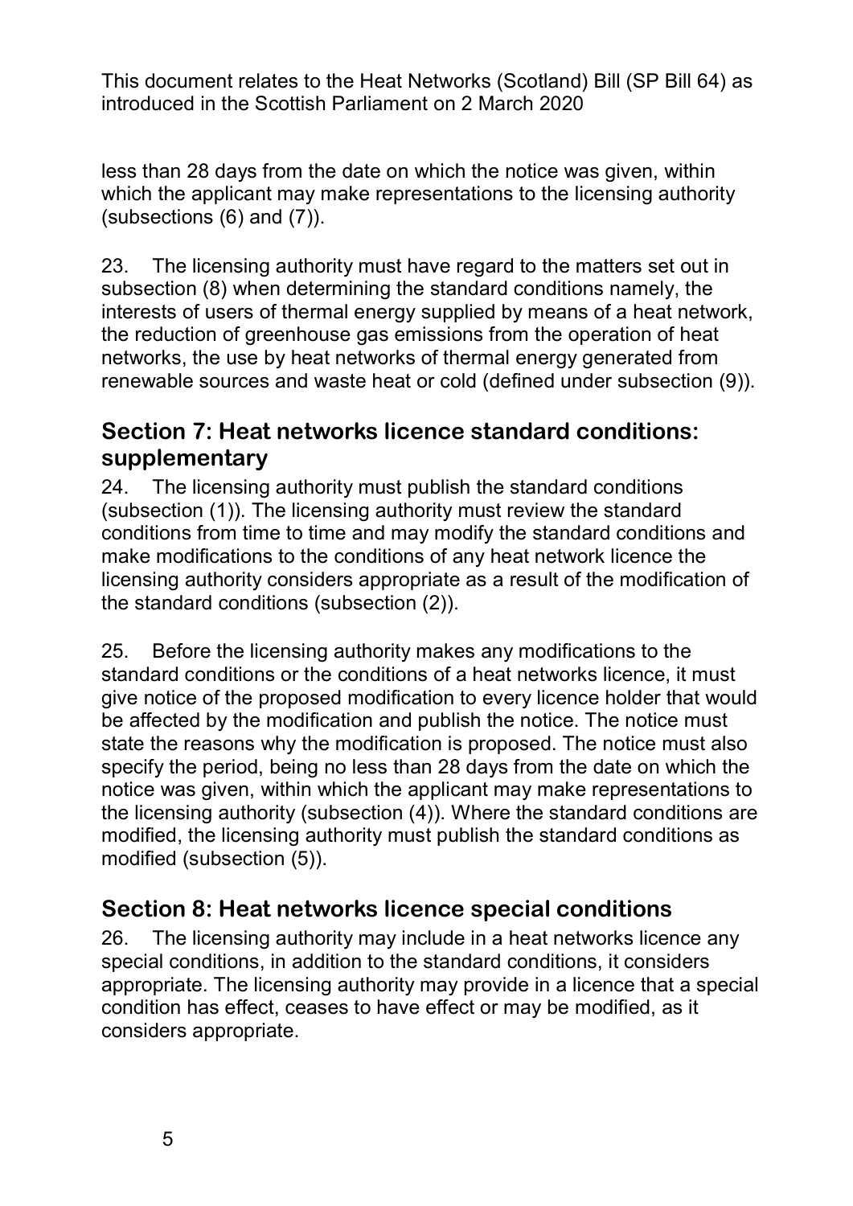less than 28 days from the date on which the notice was given, within which the applicant may make representations to the licensing authority (subsections (6) and (7)).

23. The licensing authority must have regard to the matters set out in subsection (8) when determining the standard conditions namely, the interests of users of thermal energy supplied by means of a heat network, the reduction of greenhouse gas emissions from the operation of heat networks, the use by heat networks of thermal energy generated from renewable sources and waste heat or cold (defined under subsection (9)).

## Section 7: Heat networks licence standard conditions: supplementary

24. The licensing authority must publish the standard conditions (subsection (1)). The licensing authority must review the standard conditions from time to time and may modify the standard conditions and make modifications to the conditions of any heat network licence the licensing authority considers appropriate as a result of the modification of the standard conditions (subsection (2)).

25. Before the licensing authority makes any modifications to the standard conditions or the conditions of a heat networks licence, it must give notice of the proposed modification to every licence holder that would be affected by the modification and publish the notice. The notice must state the reasons why the modification is proposed. The notice must also specify the period, being no less than 28 days from the date on which the notice was given, within which the applicant may make representations to the licensing authority (subsection (4)). Where the standard conditions are modified, the licensing authority must publish the standard conditions as modified (subsection (5)).

## Section 8: Heat networks licence special conditions

26. The licensing authority may include in a heat networks licence any special conditions, in addition to the standard conditions, it considers appropriate. The licensing authority may provide in a licence that a special condition has effect, ceases to have effect or may be modified, as it considers appropriate.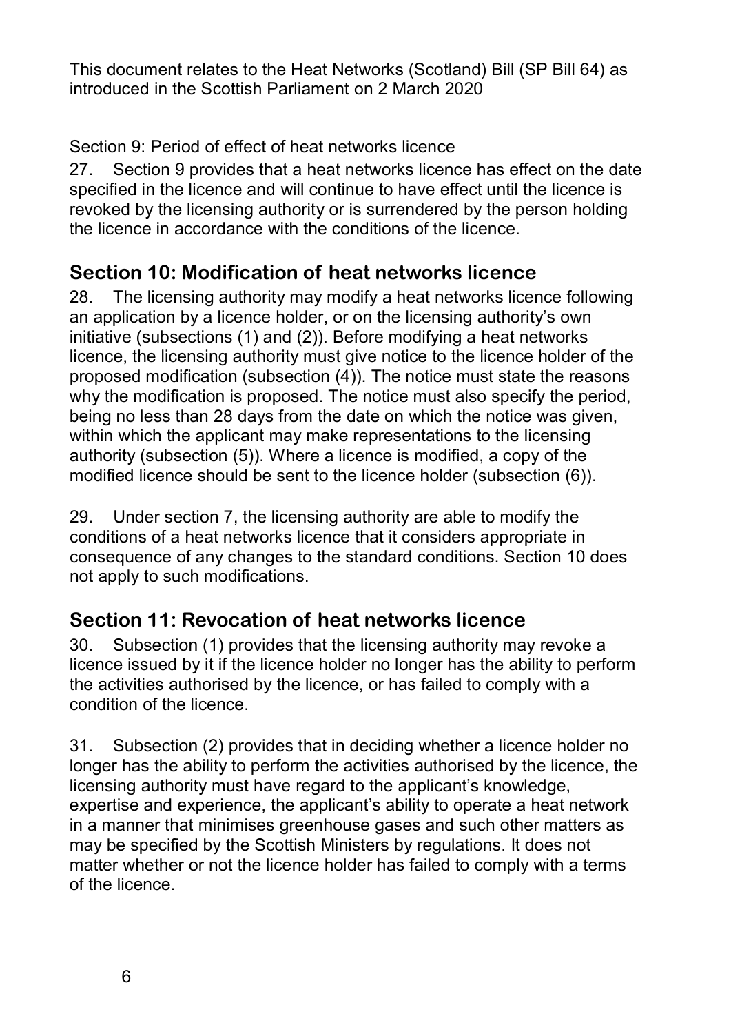Section 9: Period of effect of heat networks licence

27. Section 9 provides that a heat networks licence has effect on the date specified in the licence and will continue to have effect until the licence is revoked by the licensing authority or is surrendered by the person holding the licence in accordance with the conditions of the licence.

## Section 10: Modification of heat networks licence

28. The licensing authority may modify a heat networks licence following an application by a licence holder, or on the licensing authority's own initiative (subsections (1) and (2)). Before modifying a heat networks licence, the licensing authority must give notice to the licence holder of the proposed modification (subsection (4)). The notice must state the reasons why the modification is proposed. The notice must also specify the period, being no less than 28 days from the date on which the notice was given, within which the applicant may make representations to the licensing authority (subsection (5)). Where a licence is modified, a copy of the modified licence should be sent to the licence holder (subsection (6)).

29. Under section 7, the licensing authority are able to modify the conditions of a heat networks licence that it considers appropriate in consequence of any changes to the standard conditions. Section 10 does not apply to such modifications.

## Section 11: Revocation of heat networks licence

30. Subsection (1) provides that the licensing authority may revoke a licence issued by it if the licence holder no longer has the ability to perform the activities authorised by the licence, or has failed to comply with a condition of the licence.

31. Subsection (2) provides that in deciding whether a licence holder no longer has the ability to perform the activities authorised by the licence, the licensing authority must have regard to the applicant's knowledge, expertise and experience, the applicant's ability to operate a heat network in a manner that minimises greenhouse gases and such other matters as may be specified by the Scottish Ministers by regulations. It does not matter whether or not the licence holder has failed to comply with a terms of the licence.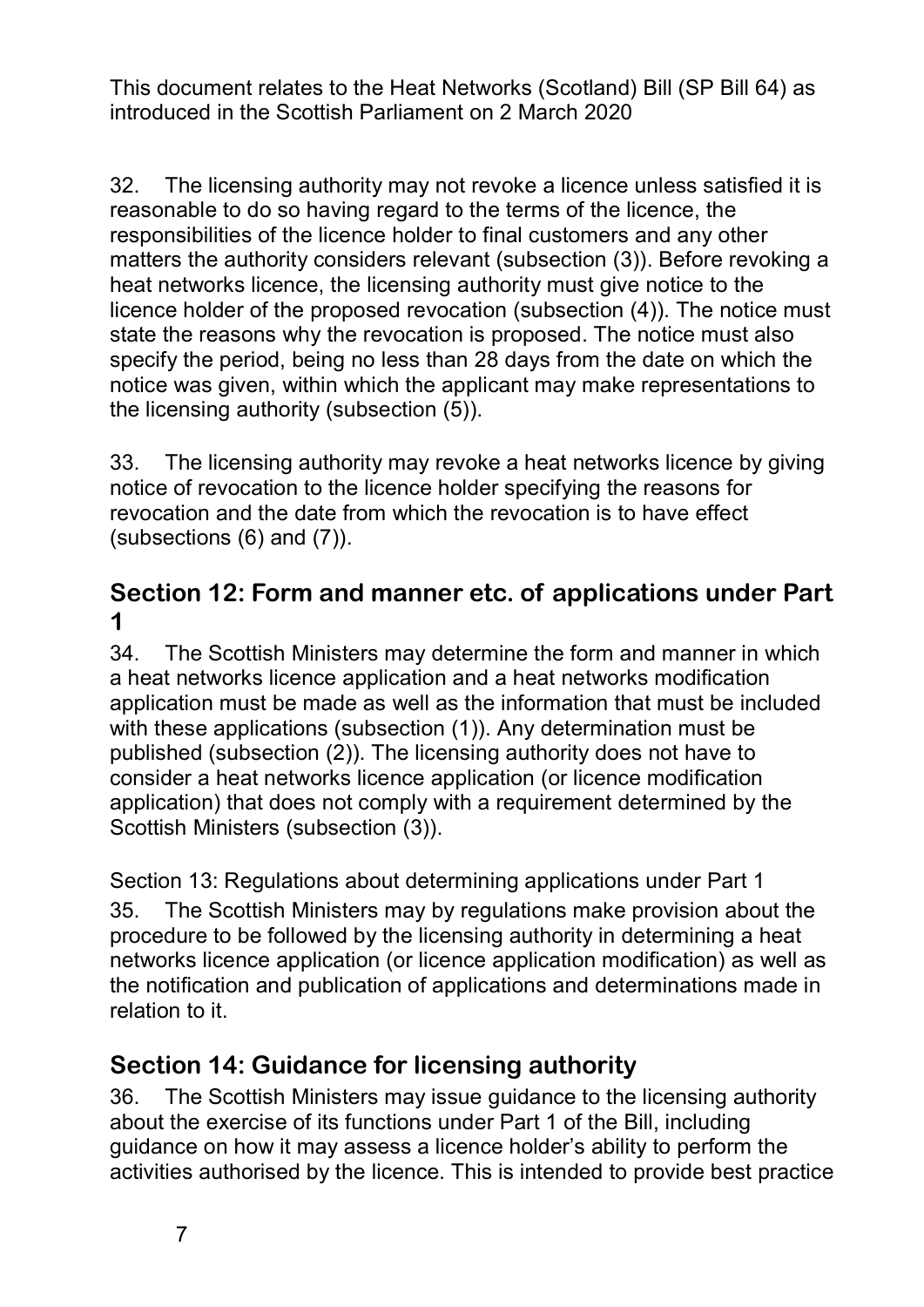32. The licensing authority may not revoke a licence unless satisfied it is reasonable to do so having regard to the terms of the licence, the responsibilities of the licence holder to final customers and any other matters the authority considers relevant (subsection (3)). Before revoking a heat networks licence, the licensing authority must give notice to the licence holder of the proposed revocation (subsection (4)). The notice must state the reasons why the revocation is proposed. The notice must also specify the period, being no less than 28 days from the date on which the notice was given, within which the applicant may make representations to the licensing authority (subsection (5)).

33. The licensing authority may revoke a heat networks licence by giving notice of revocation to the licence holder specifying the reasons for revocation and the date from which the revocation is to have effect (subsections (6) and (7)).

## Section 12: Form and manner etc. of applications under Part 1

34. The Scottish Ministers may determine the form and manner in which a heat networks licence application and a heat networks modification application must be made as well as the information that must be included with these applications (subsection (1)). Any determination must be published (subsection (2)). The licensing authority does not have to consider a heat networks licence application (or licence modification application) that does not comply with a requirement determined by the Scottish Ministers (subsection (3)).

Section 13: Regulations about determining applications under Part 1

35. The Scottish Ministers may by regulations make provision about the procedure to be followed by the licensing authority in determining a heat networks licence application (or licence application modification) as well as the notification and publication of applications and determinations made in relation to it.

## Section 14: Guidance for licensing authority

36. The Scottish Ministers may issue guidance to the licensing authority about the exercise of its functions under Part 1 of the Bill, including guidance on how it may assess a licence holder's ability to perform the activities authorised by the licence. This is intended to provide best practice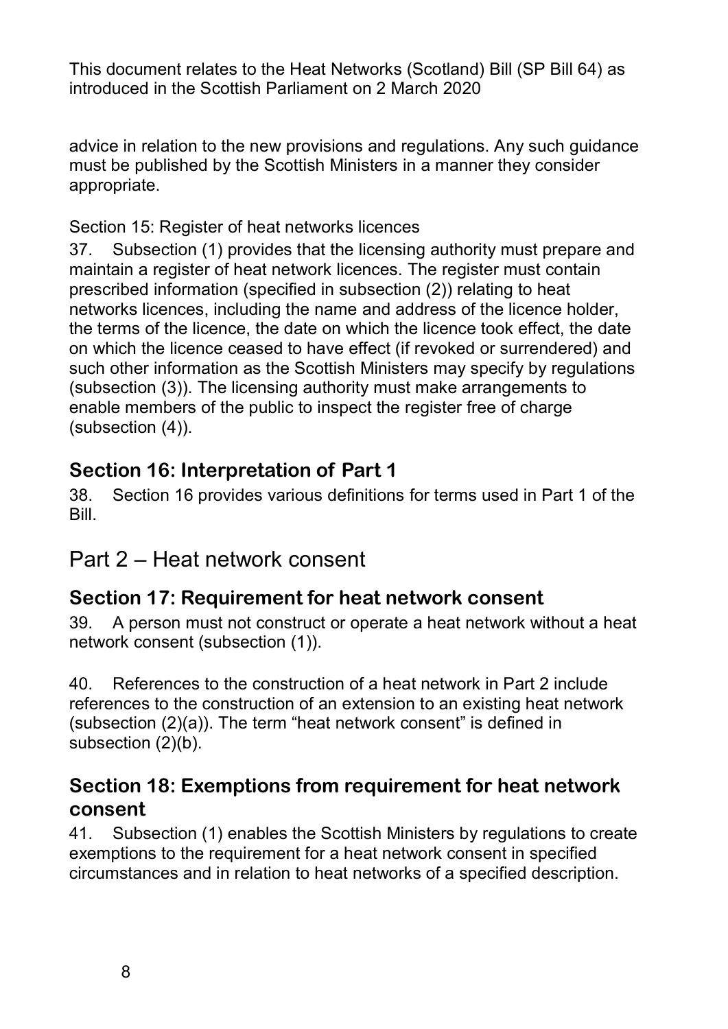advice in relation to the new provisions and regulations. Any such guidance must be published by the Scottish Ministers in a manner they consider appropriate.

Section 15: Register of heat networks licences

37. Subsection (1) provides that the licensing authority must prepare and maintain a register of heat network licences. The register must contain prescribed information (specified in subsection (2)) relating to heat networks licences, including the name and address of the licence holder, the terms of the licence, the date on which the licence took effect, the date on which the licence ceased to have effect (if revoked or surrendered) and such other information as the Scottish Ministers may specify by regulations (subsection (3)). The licensing authority must make arrangements to enable members of the public to inspect the register free of charge (subsection (4)).

### Section 16: Interpretation of Part 1

38. Section 16 provides various definitions for terms used in Part 1 of the Bill.

## Part 2 – Heat network consent

### Section 17: Requirement for heat network consent

39. A person must not construct or operate a heat network without a heat network consent (subsection (1)).

40. References to the construction of a heat network in Part 2 include references to the construction of an extension to an existing heat network (subsection (2)(a)). The term "heat network consent" is defined in subsection (2)(b).

### Section 18: Exemptions from requirement for heat network consent

41. Subsection (1) enables the Scottish Ministers by regulations to create exemptions to the requirement for a heat network consent in specified circumstances and in relation to heat networks of a specified description.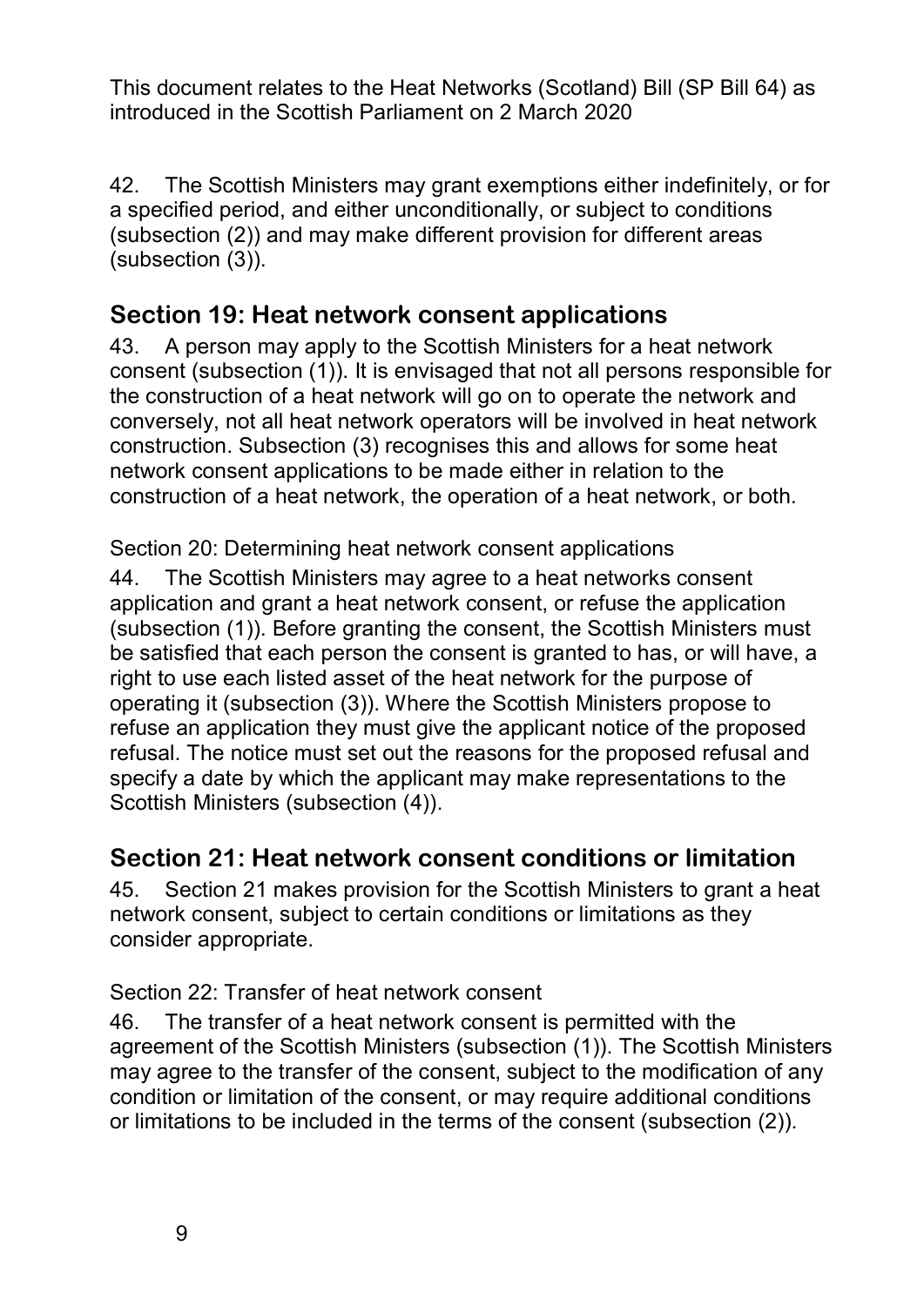42. The Scottish Ministers may grant exemptions either indefinitely, or for a specified period, and either unconditionally, or subject to conditions (subsection (2)) and may make different provision for different areas (subsection (3)).

## Section 19: Heat network consent applications

43. A person may apply to the Scottish Ministers for a heat network consent (subsection (1)). It is envisaged that not all persons responsible for the construction of a heat network will go on to operate the network and conversely, not all heat network operators will be involved in heat network construction. Subsection (3) recognises this and allows for some heat network consent applications to be made either in relation to the construction of a heat network, the operation of a heat network, or both.

Section 20: Determining heat network consent applications

44. The Scottish Ministers may agree to a heat networks consent application and grant a heat network consent, or refuse the application (subsection (1)). Before granting the consent, the Scottish Ministers must be satisfied that each person the consent is granted to has, or will have, a right to use each listed asset of the heat network for the purpose of operating it (subsection (3)). Where the Scottish Ministers propose to refuse an application they must give the applicant notice of the proposed refusal. The notice must set out the reasons for the proposed refusal and specify a date by which the applicant may make representations to the Scottish Ministers (subsection (4)).

## Section 21: Heat network consent conditions or limitation

45. Section 21 makes provision for the Scottish Ministers to grant a heat network consent, subject to certain conditions or limitations as they consider appropriate.

Section 22: Transfer of heat network consent

46. The transfer of a heat network consent is permitted with the agreement of the Scottish Ministers (subsection (1)). The Scottish Ministers may agree to the transfer of the consent, subject to the modification of any condition or limitation of the consent, or may require additional conditions or limitations to be included in the terms of the consent (subsection (2)).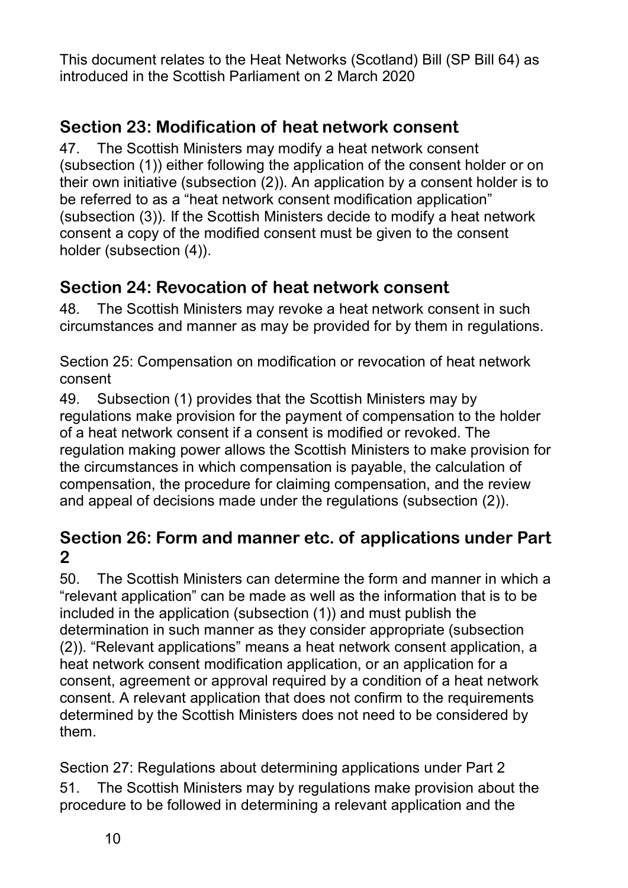This document relates to the Heat Networks (Scotland) Bill (SP Bill 64) as introduced in the Scottish Parliament on 2 March 2020

## Section 23: Modification of heat network consent

47. The Scottish Ministers may modify a heat network consent (subsection (1)) either following the application of the consent holder or on their own initiative (subsection (2)). An application by a consent holder is to be referred to as a "heat network consent modification application" (subsection (3)). If the Scottish Ministers decide to modify a heat network consent a copy of the modified consent must be given to the consent holder (subsection (4)).

## Section 24: Revocation of heat network consent

48. The Scottish Ministers may revoke a heat network consent in such circumstances and manner as may be provided for by them in regulations.

Section 25: Compensation on modification or revocation of heat network consent

49. Subsection (1) provides that the Scottish Ministers may by regulations make provision for the payment of compensation to the holder of a heat network consent if a consent is modified or revoked. The regulation making power allows the Scottish Ministers to make provision for the circumstances in which compensation is payable, the calculation of compensation, the procedure for claiming compensation, and the review and appeal of decisions made under the regulations (subsection (2)).

## Section 26: Form and manner etc. of applications under Part 2

50. The Scottish Ministers can determine the form and manner in which a "relevant application" can be made as well as the information that is to be included in the application (subsection (1)) and must publish the determination in such manner as they consider appropriate (subsection (2)). "Relevant applications" means a heat network consent application, a heat network consent modification application, or an application for a consent, agreement or approval required by a condition of a heat network consent. A relevant application that does not confirm to the requirements determined by the Scottish Ministers does not need to be considered by them.

Section 27: Regulations about determining applications under Part 2

51. The Scottish Ministers may by regulations make provision about the procedure to be followed in determining a relevant application and the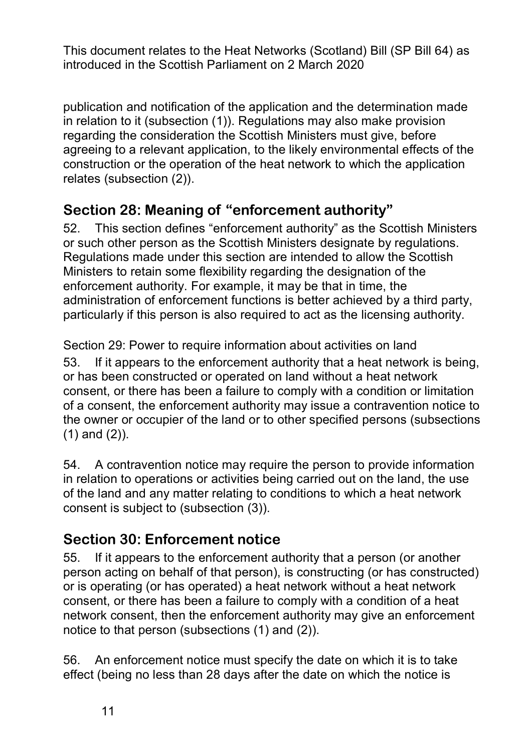publication and notification of the application and the determination made in relation to it (subsection (1)). Regulations may also make provision regarding the consideration the Scottish Ministers must give, before agreeing to a relevant application, to the likely environmental effects of the construction or the operation of the heat network to which the application relates (subsection (2)).

## Section 28: Meaning of "enforcement authority"

52. This section defines "enforcement authority" as the Scottish Ministers or such other person as the Scottish Ministers designate by regulations. Regulations made under this section are intended to allow the Scottish Ministers to retain some flexibility regarding the designation of the enforcement authority. For example, it may be that in time, the administration of enforcement functions is better achieved by a third party, particularly if this person is also required to act as the licensing authority.

Section 29: Power to require information about activities on land

53. If it appears to the enforcement authority that a heat network is being, or has been constructed or operated on land without a heat network consent, or there has been a failure to comply with a condition or limitation of a consent, the enforcement authority may issue a contravention notice to the owner or occupier of the land or to other specified persons (subsections (1) and (2)).

54. A contravention notice may require the person to provide information in relation to operations or activities being carried out on the land, the use of the land and any matter relating to conditions to which a heat network consent is subject to (subsection (3)).

## Section 30: Enforcement notice

55. If it appears to the enforcement authority that a person (or another person acting on behalf of that person), is constructing (or has constructed) or is operating (or has operated) a heat network without a heat network consent, or there has been a failure to comply with a condition of a heat network consent, then the enforcement authority may give an enforcement notice to that person (subsections (1) and (2)).

56. An enforcement notice must specify the date on which it is to take effect (being no less than 28 days after the date on which the notice is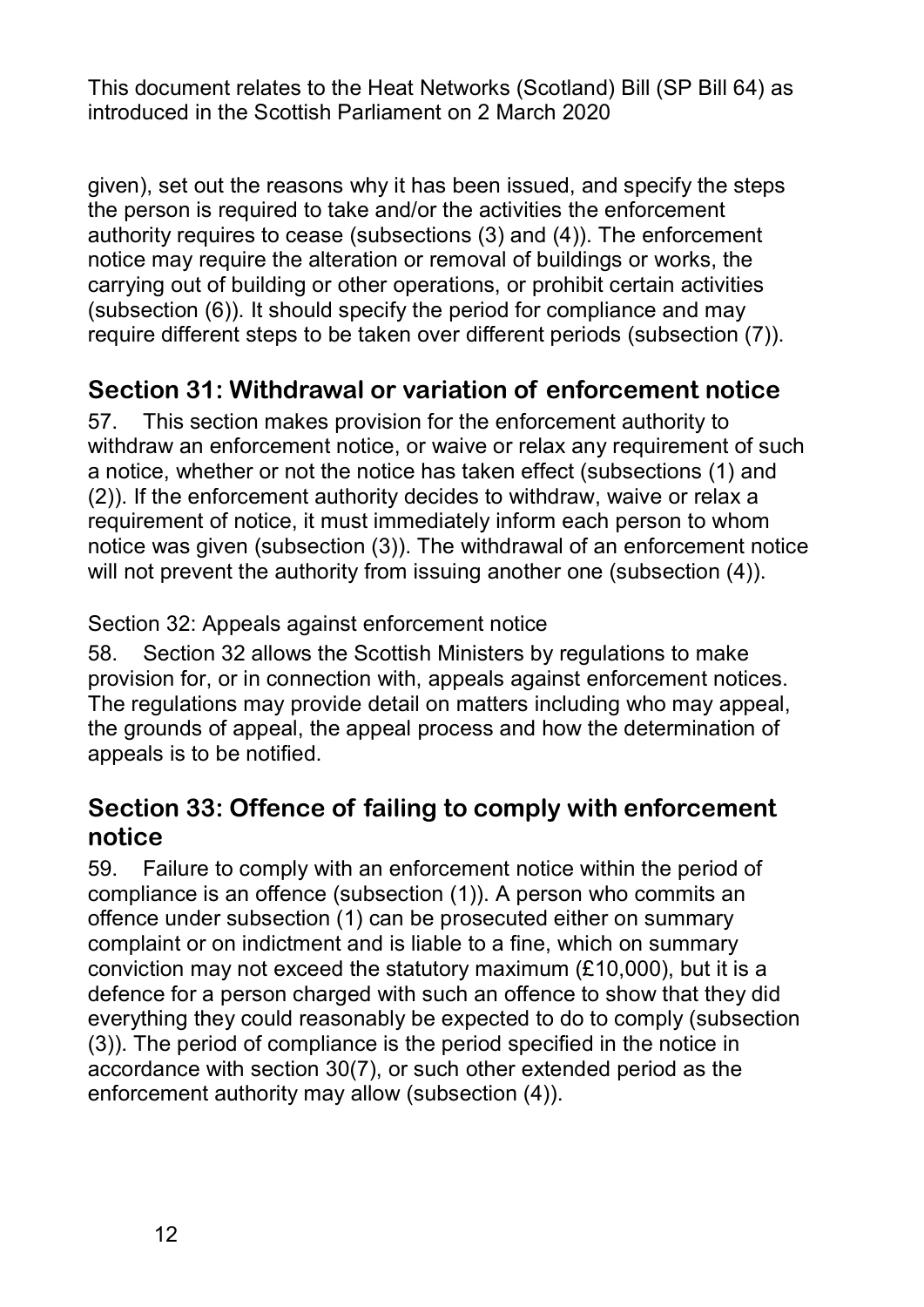given), set out the reasons why it has been issued, and specify the steps the person is required to take and/or the activities the enforcement authority requires to cease (subsections (3) and (4)). The enforcement notice may require the alteration or removal of buildings or works, the carrying out of building or other operations, or prohibit certain activities (subsection (6)). It should specify the period for compliance and may require different steps to be taken over different periods (subsection (7)).

## Section 31: Withdrawal or variation of enforcement notice

57. This section makes provision for the enforcement authority to withdraw an enforcement notice, or waive or relax any requirement of such a notice, whether or not the notice has taken effect (subsections (1) and (2)). If the enforcement authority decides to withdraw, waive or relax a requirement of notice, it must immediately inform each person to whom notice was given (subsection (3)). The withdrawal of an enforcement notice will not prevent the authority from issuing another one (subsection (4)).

Section 32: Appeals against enforcement notice

58. Section 32 allows the Scottish Ministers by regulations to make provision for, or in connection with, appeals against enforcement notices. The regulations may provide detail on matters including who may appeal, the grounds of appeal, the appeal process and how the determination of appeals is to be notified.

## Section 33: Offence of failing to comply with enforcement notice

59. Failure to comply with an enforcement notice within the period of compliance is an offence (subsection (1)). A person who commits an offence under subsection (1) can be prosecuted either on summary complaint or on indictment and is liable to a fine, which on summary conviction may not exceed the statutory maximum (£10,000), but it is a defence for a person charged with such an offence to show that they did everything they could reasonably be expected to do to comply (subsection (3)). The period of compliance is the period specified in the notice in accordance with section 30(7), or such other extended period as the enforcement authority may allow (subsection (4)).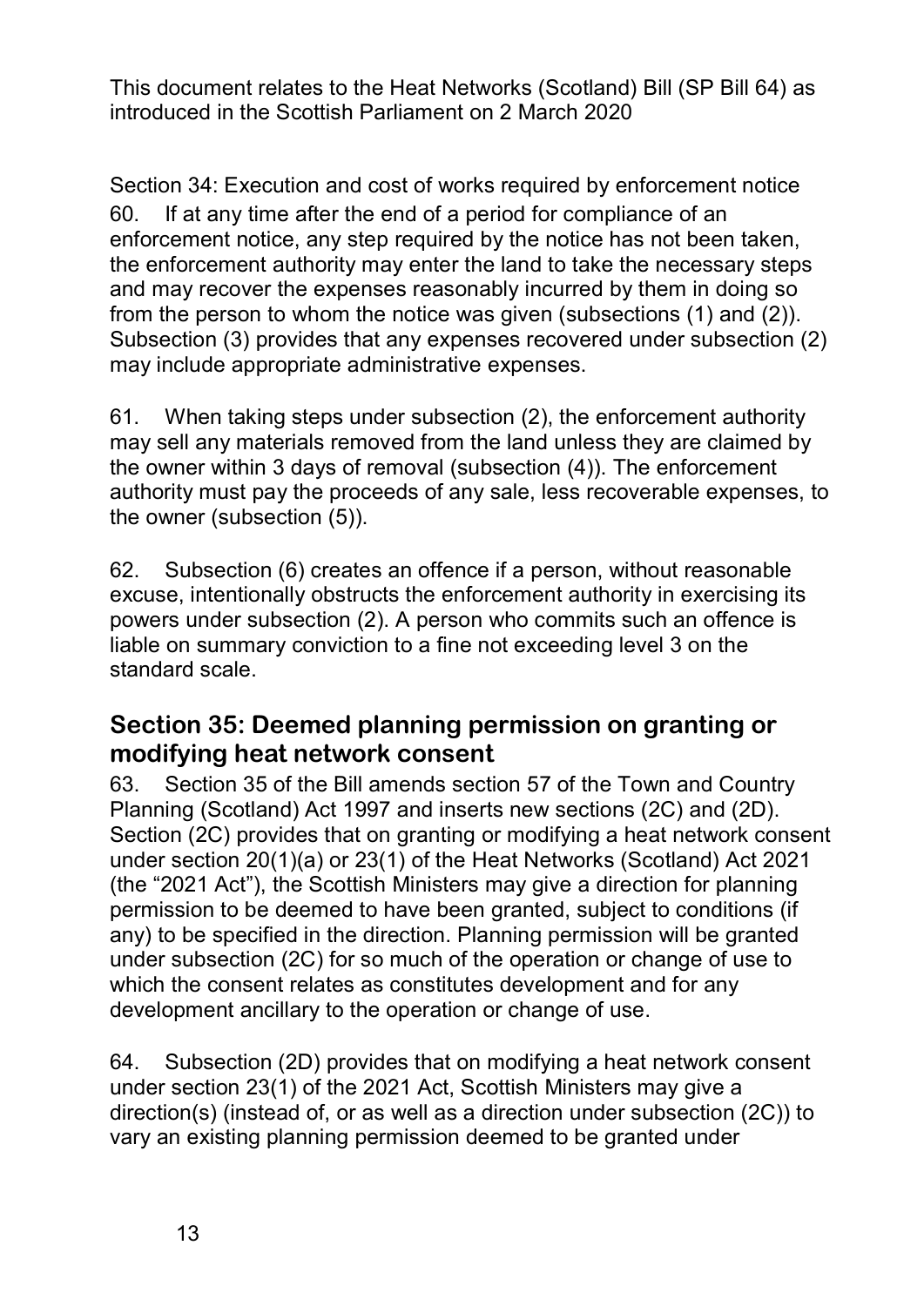This document relates to the Heat Networks (Scotland) Bill (SP Bill 64) as introduced in the Scottish Parliament on 2 March 2020

Section 34: Execution and cost of works required by enforcement notice

60. If at any time after the end of a period for compliance of an enforcement notice, any step required by the notice has not been taken, the enforcement authority may enter the land to take the necessary steps and may recover the expenses reasonably incurred by them in doing so from the person to whom the notice was given (subsections (1) and (2)). Subsection (3) provides that any expenses recovered under subsection (2) may include appropriate administrative expenses.

61. When taking steps under subsection (2), the enforcement authority may sell any materials removed from the land unless they are claimed by the owner within 3 days of removal (subsection (4)). The enforcement authority must pay the proceeds of any sale, less recoverable expenses, to the owner (subsection (5)).

62. Subsection (6) creates an offence if a person, without reasonable excuse, intentionally obstructs the enforcement authority in exercising its powers under subsection (2). A person who commits such an offence is liable on summary conviction to a fine not exceeding level 3 on the standard scale.

## Section 35: Deemed planning permission on granting or modifying heat network consent

63. Section 35 of the Bill amends section 57 of the Town and Country Planning (Scotland) Act 1997 and inserts new sections (2C) and (2D). Section (2C) provides that on granting or modifying a heat network consent under section 20(1)(a) or 23(1) of the Heat Networks (Scotland) Act 2021 (the "2021 Act"), the Scottish Ministers may give a direction for planning permission to be deemed to have been granted, subject to conditions (if any) to be specified in the direction. Planning permission will be granted under subsection (2C) for so much of the operation or change of use to which the consent relates as constitutes development and for any development ancillary to the operation or change of use.

64. Subsection (2D) provides that on modifying a heat network consent under section 23(1) of the 2021 Act, Scottish Ministers may give a direction(s) (instead of, or as well as a direction under subsection (2C)) to vary an existing planning permission deemed to be granted under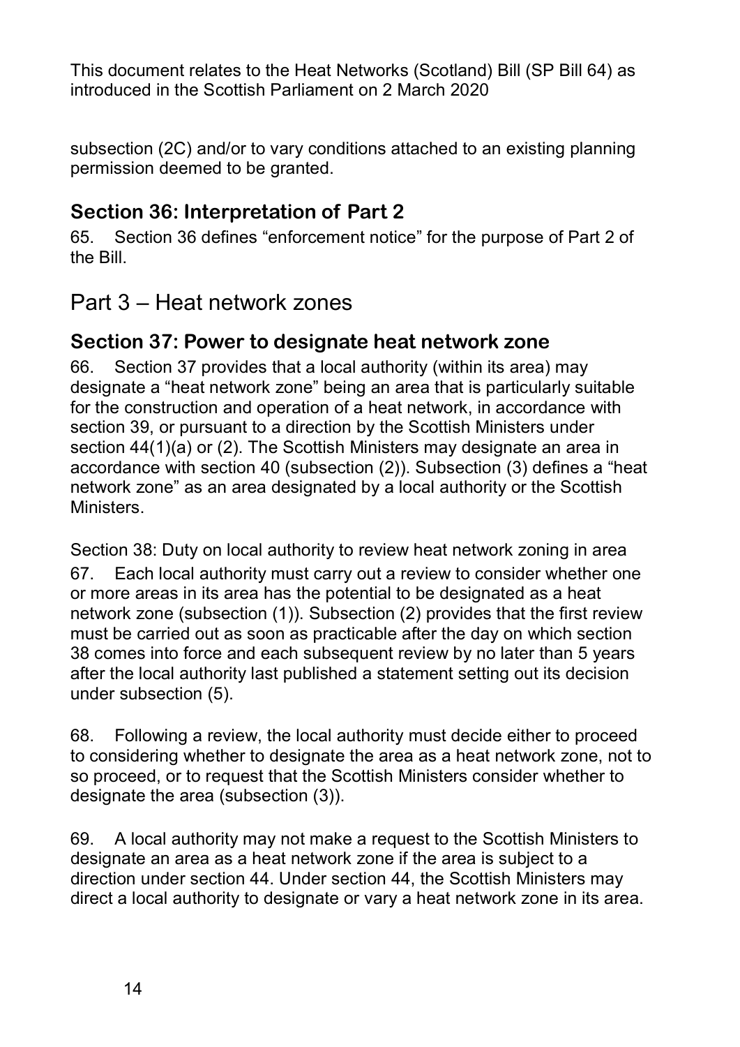subsection (2C) and/or to vary conditions attached to an existing planning permission deemed to be granted.

### Section 36: Interpretation of Part 2

65. Section 36 defines "enforcement notice" for the purpose of Part 2 of the Bill.

## Part 3 – Heat network zones

### Section 37: Power to designate heat network zone

66. Section 37 provides that a local authority (within its area) may designate a "heat network zone" being an area that is particularly suitable for the construction and operation of a heat network, in accordance with section 39, or pursuant to a direction by the Scottish Ministers under section 44(1)(a) or (2). The Scottish Ministers may designate an area in accordance with section 40 (subsection (2)). Subsection (3) defines a "heat network zone" as an area designated by a local authority or the Scottish Ministers.

Section 38: Duty on local authority to review heat network zoning in area

67. Each local authority must carry out a review to consider whether one or more areas in its area has the potential to be designated as a heat network zone (subsection (1)). Subsection (2) provides that the first review must be carried out as soon as practicable after the day on which section 38 comes into force and each subsequent review by no later than 5 years after the local authority last published a statement setting out its decision under subsection (5).

68. Following a review, the local authority must decide either to proceed to considering whether to designate the area as a heat network zone, not to so proceed, or to request that the Scottish Ministers consider whether to designate the area (subsection (3)).

69. A local authority may not make a request to the Scottish Ministers to designate an area as a heat network zone if the area is subject to a direction under section 44. Under section 44, the Scottish Ministers may direct a local authority to designate or vary a heat network zone in its area.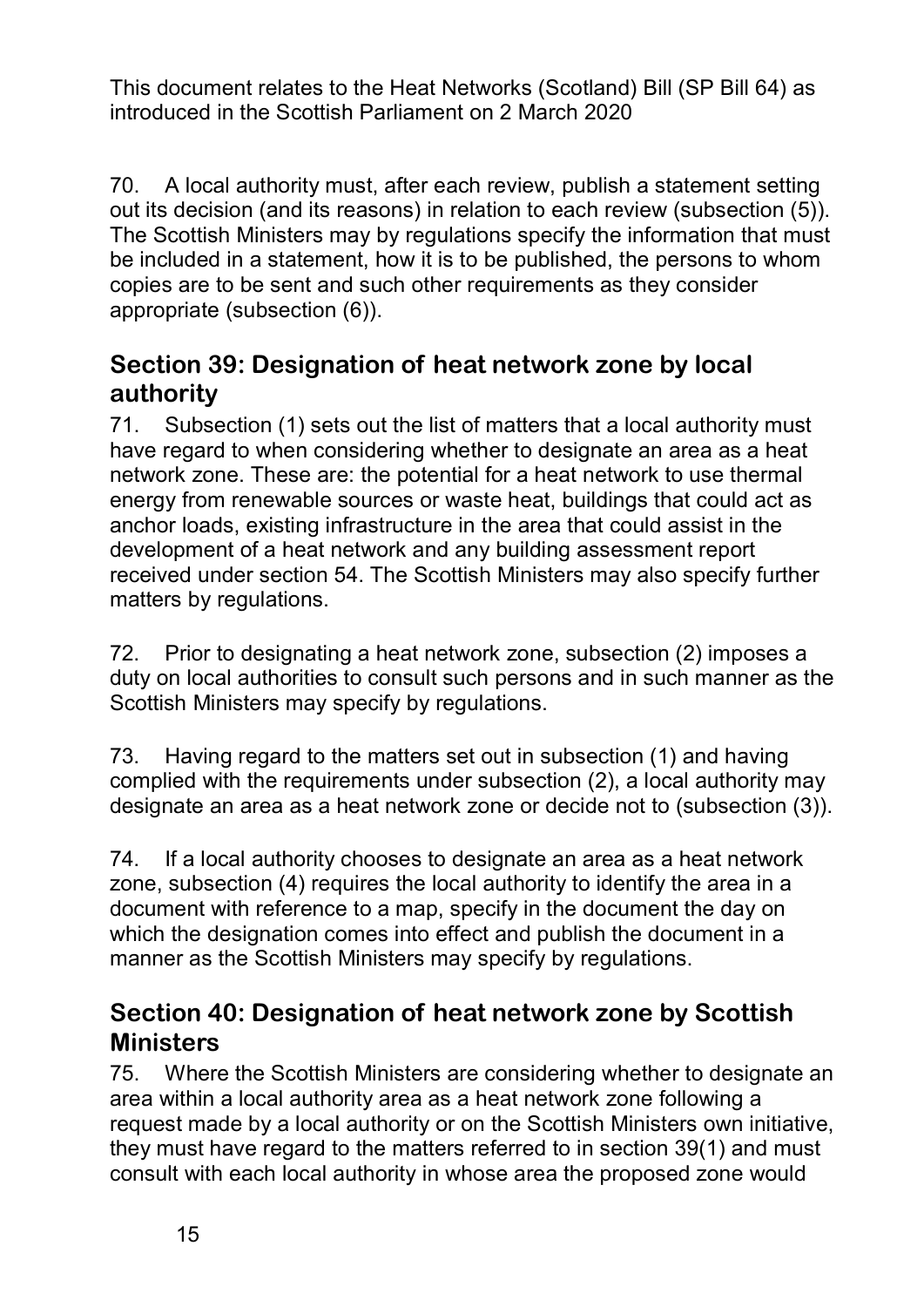70. A local authority must, after each review, publish a statement setting out its decision (and its reasons) in relation to each review (subsection (5)). The Scottish Ministers may by regulations specify the information that must be included in a statement, how it is to be published, the persons to whom copies are to be sent and such other requirements as they consider appropriate (subsection (6)).

## Section 39: Designation of heat network zone by local authority

71. Subsection (1) sets out the list of matters that a local authority must have regard to when considering whether to designate an area as a heat network zone. These are: the potential for a heat network to use thermal energy from renewable sources or waste heat, buildings that could act as anchor loads, existing infrastructure in the area that could assist in the development of a heat network and any building assessment report received under section 54. The Scottish Ministers may also specify further matters by regulations.

72. Prior to designating a heat network zone, subsection (2) imposes a duty on local authorities to consult such persons and in such manner as the Scottish Ministers may specify by regulations.

73. Having regard to the matters set out in subsection (1) and having complied with the requirements under subsection (2), a local authority may designate an area as a heat network zone or decide not to (subsection (3)).

74. If a local authority chooses to designate an area as a heat network zone, subsection (4) requires the local authority to identify the area in a document with reference to a map, specify in the document the day on which the designation comes into effect and publish the document in a manner as the Scottish Ministers may specify by regulations.

## Section 40: Designation of heat network zone by Scottish Ministers

75. Where the Scottish Ministers are considering whether to designate an area within a local authority area as a heat network zone following a request made by a local authority or on the Scottish Ministers own initiative, they must have regard to the matters referred to in section 39(1) and must consult with each local authority in whose area the proposed zone would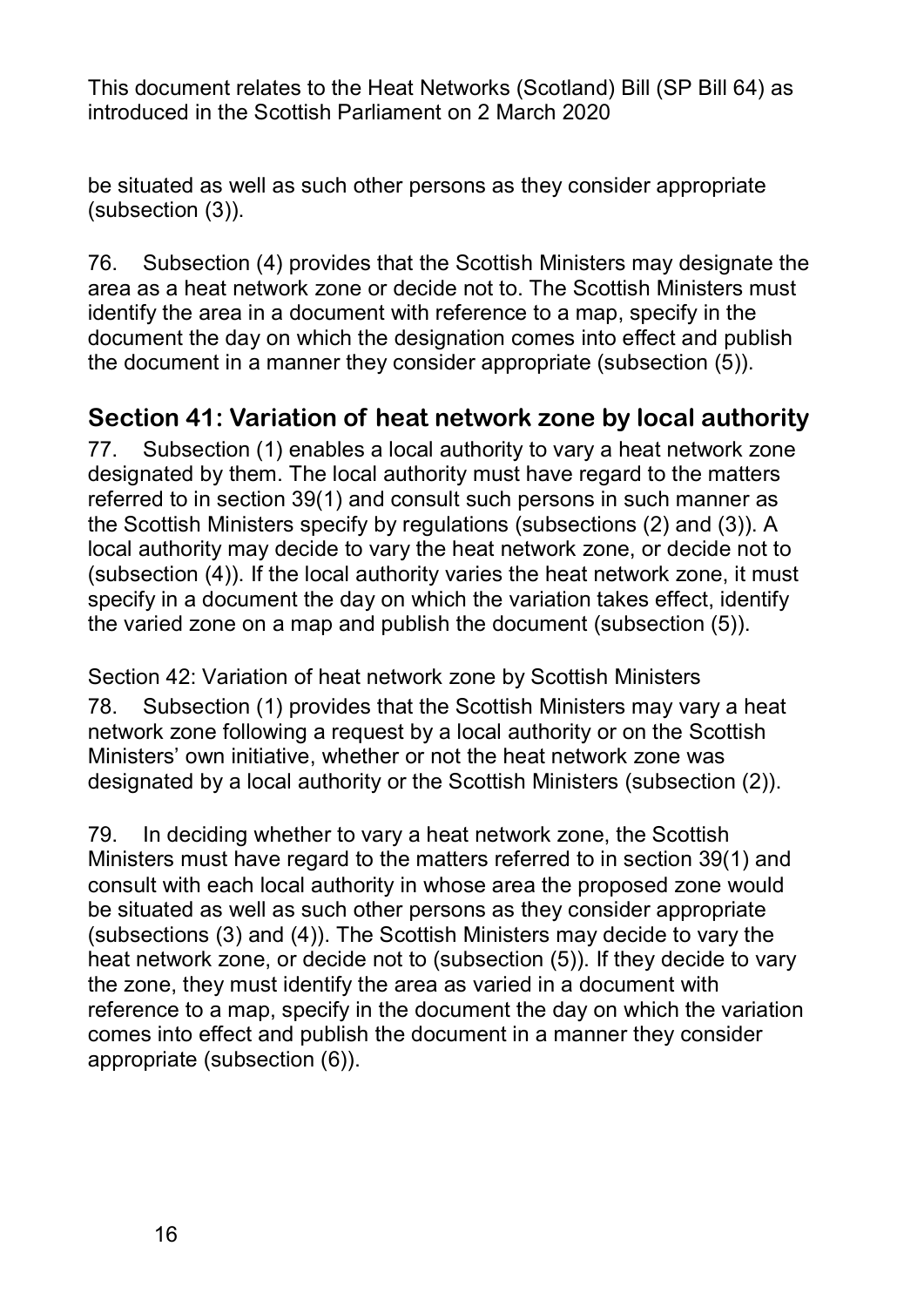be situated as well as such other persons as they consider appropriate (subsection (3)).

76. Subsection (4) provides that the Scottish Ministers may designate the area as a heat network zone or decide not to. The Scottish Ministers must identify the area in a document with reference to a map, specify in the document the day on which the designation comes into effect and publish the document in a manner they consider appropriate (subsection (5)).

## Section 41: Variation of heat network zone by local authority

77. Subsection (1) enables a local authority to vary a heat network zone designated by them. The local authority must have regard to the matters referred to in section 39(1) and consult such persons in such manner as the Scottish Ministers specify by regulations (subsections (2) and (3)). A local authority may decide to vary the heat network zone, or decide not to (subsection (4)). If the local authority varies the heat network zone, it must specify in a document the day on which the variation takes effect, identify the varied zone on a map and publish the document (subsection (5)).

Section 42: Variation of heat network zone by Scottish Ministers

78. Subsection (1) provides that the Scottish Ministers may vary a heat network zone following a request by a local authority or on the Scottish Ministers' own initiative, whether or not the heat network zone was designated by a local authority or the Scottish Ministers (subsection (2)).

79. In deciding whether to vary a heat network zone, the Scottish Ministers must have regard to the matters referred to in section 39(1) and consult with each local authority in whose area the proposed zone would be situated as well as such other persons as they consider appropriate (subsections (3) and (4)). The Scottish Ministers may decide to vary the heat network zone, or decide not to (subsection (5)). If they decide to vary the zone, they must identify the area as varied in a document with reference to a map, specify in the document the day on which the variation comes into effect and publish the document in a manner they consider appropriate (subsection (6)).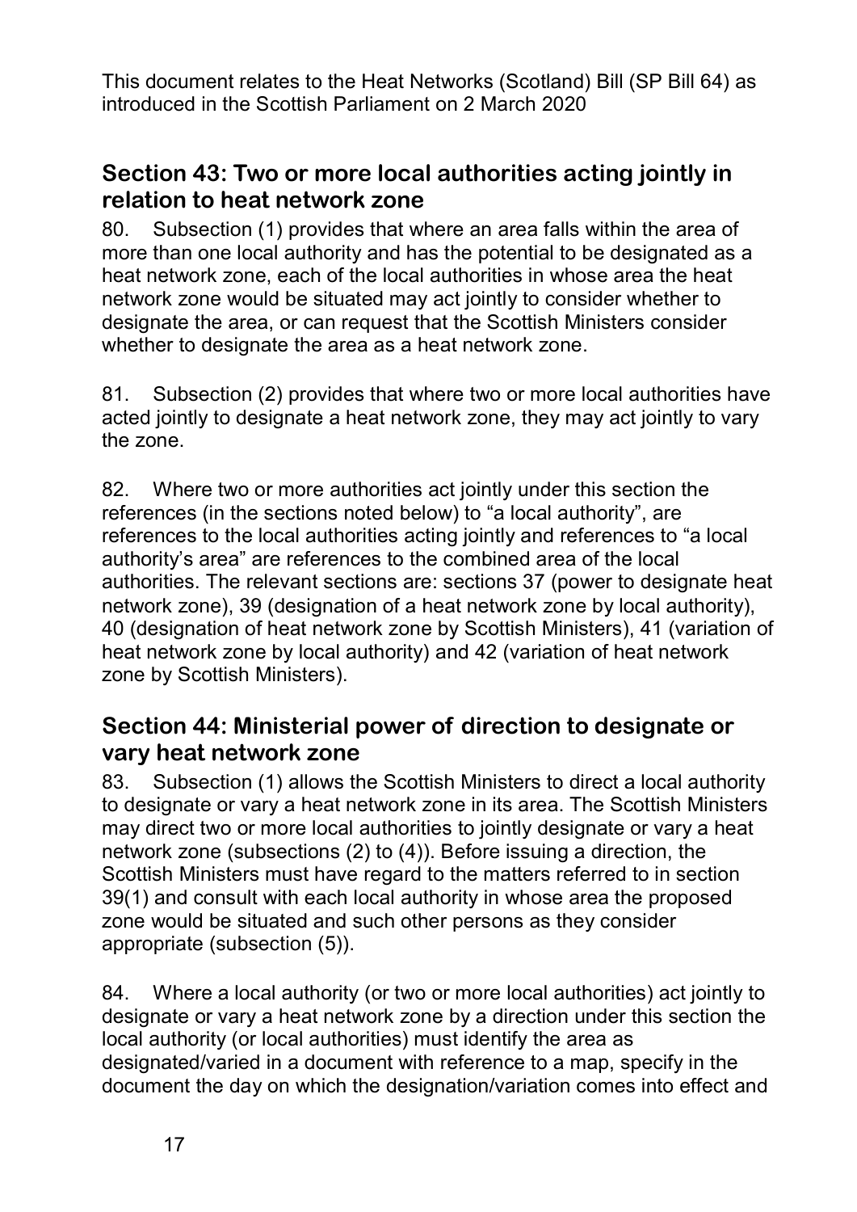This document relates to the Heat Networks (Scotland) Bill (SP Bill 64) as introduced in the Scottish Parliament on 2 March 2020

## Section 43: Two or more local authorities acting jointly in relation to heat network zone

80. Subsection (1) provides that where an area falls within the area of more than one local authority and has the potential to be designated as a heat network zone, each of the local authorities in whose area the heat network zone would be situated may act jointly to consider whether to designate the area, or can request that the Scottish Ministers consider whether to designate the area as a heat network zone.

81. Subsection (2) provides that where two or more local authorities have acted jointly to designate a heat network zone, they may act jointly to vary the zone.

82. Where two or more authorities act jointly under this section the references (in the sections noted below) to "a local authority", are references to the local authorities acting jointly and references to "a local authority's area" are references to the combined area of the local authorities. The relevant sections are: sections 37 (power to designate heat network zone), 39 (designation of a heat network zone by local authority), 40 (designation of heat network zone by Scottish Ministers), 41 (variation of heat network zone by local authority) and 42 (variation of heat network zone by Scottish Ministers).

## Section 44: Ministerial power of direction to designate or vary heat network zone

83. Subsection (1) allows the Scottish Ministers to direct a local authority to designate or vary a heat network zone in its area. The Scottish Ministers may direct two or more local authorities to jointly designate or vary a heat network zone (subsections (2) to (4)). Before issuing a direction, the Scottish Ministers must have regard to the matters referred to in section 39(1) and consult with each local authority in whose area the proposed zone would be situated and such other persons as they consider appropriate (subsection (5)).

84. Where a local authority (or two or more local authorities) act jointly to designate or vary a heat network zone by a direction under this section the local authority (or local authorities) must identify the area as designated/varied in a document with reference to a map, specify in the document the day on which the designation/variation comes into effect and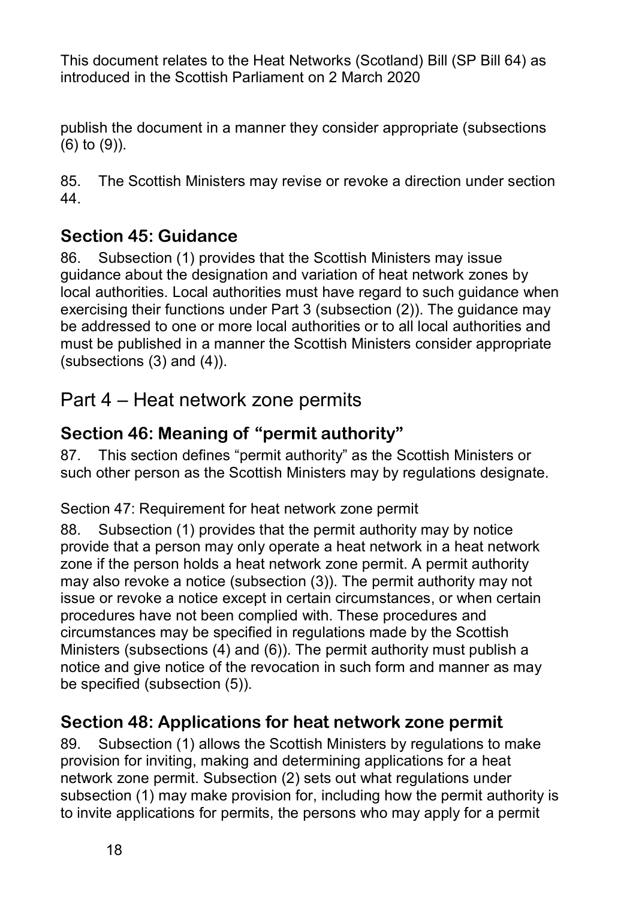publish the document in a manner they consider appropriate (subsections (6) to (9)).

85. The Scottish Ministers may revise or revoke a direction under section 44.

### Section 45: Guidance

86. Subsection (1) provides that the Scottish Ministers may issue guidance about the designation and variation of heat network zones by local authorities. Local authorities must have regard to such guidance when exercising their functions under Part 3 (subsection (2)). The guidance may be addressed to one or more local authorities or to all local authorities and must be published in a manner the Scottish Ministers consider appropriate (subsections (3) and (4)).

## Part 4 – Heat network zone permits

### Section 46: Meaning of "permit authority"

87. This section defines "permit authority" as the Scottish Ministers or such other person as the Scottish Ministers may by regulations designate.

Section 47: Requirement for heat network zone permit

88. Subsection (1) provides that the permit authority may by notice provide that a person may only operate a heat network in a heat network zone if the person holds a heat network zone permit. A permit authority may also revoke a notice (subsection (3)). The permit authority may not issue or revoke a notice except in certain circumstances, or when certain procedures have not been complied with. These procedures and circumstances may be specified in regulations made by the Scottish Ministers (subsections (4) and (6)). The permit authority must publish a notice and give notice of the revocation in such form and manner as may be specified (subsection (5)).

### Section 48: Applications for heat network zone permit

89. Subsection (1) allows the Scottish Ministers by regulations to make provision for inviting, making and determining applications for a heat network zone permit. Subsection (2) sets out what regulations under subsection (1) may make provision for, including how the permit authority is to invite applications for permits, the persons who may apply for a permit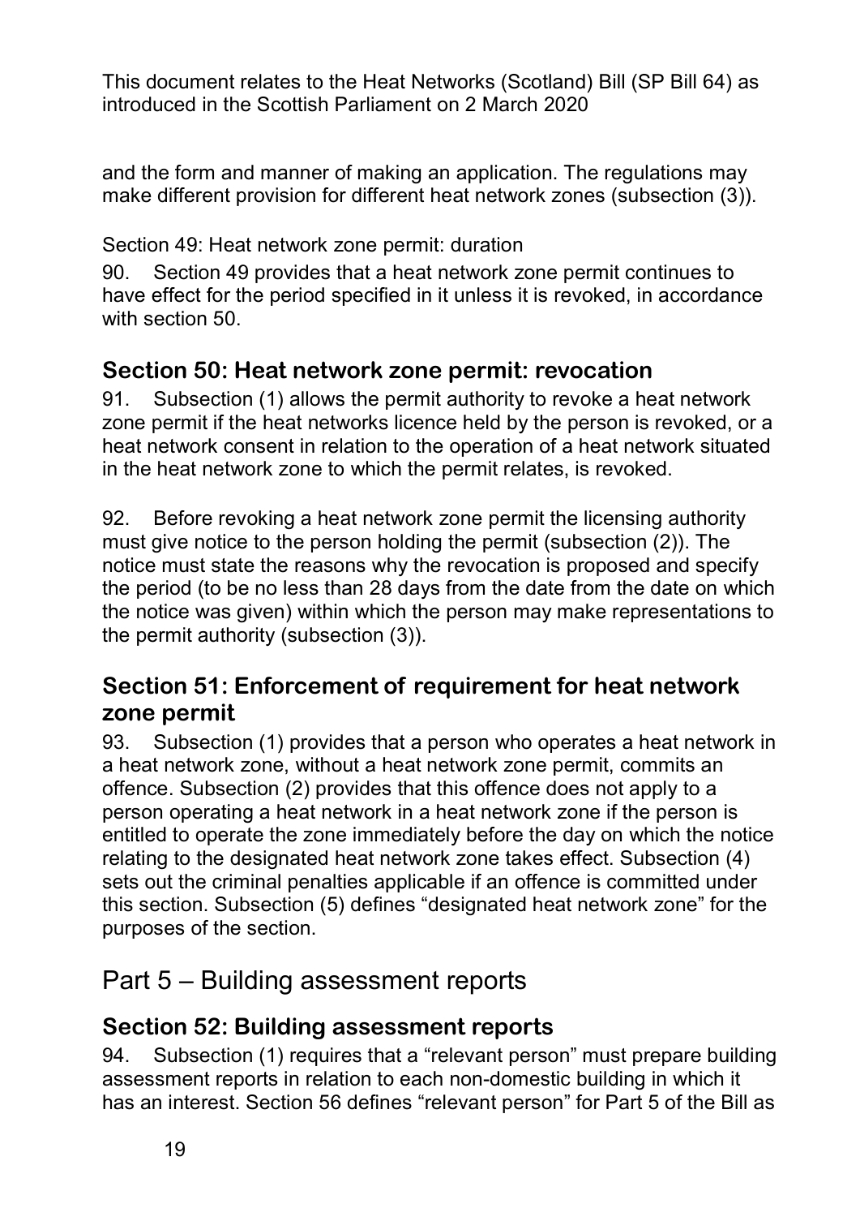and the form and manner of making an application. The regulations may make different provision for different heat network zones (subsection (3)).

Section 49: Heat network zone permit: duration

90. Section 49 provides that a heat network zone permit continues to have effect for the period specified in it unless it is revoked, in accordance with section 50.

### Section 50: Heat network zone permit: revocation

91. Subsection (1) allows the permit authority to revoke a heat network zone permit if the heat networks licence held by the person is revoked, or a heat network consent in relation to the operation of a heat network situated in the heat network zone to which the permit relates, is revoked.

92. Before revoking a heat network zone permit the licensing authority must give notice to the person holding the permit (subsection (2)). The notice must state the reasons why the revocation is proposed and specify the period (to be no less than 28 days from the date from the date on which the notice was given) within which the person may make representations to the permit authority (subsection (3)).

### Section 51: Enforcement of requirement for heat network zone permit

93. Subsection (1) provides that a person who operates a heat network in a heat network zone, without a heat network zone permit, commits an offence. Subsection (2) provides that this offence does not apply to a person operating a heat network in a heat network zone if the person is entitled to operate the zone immediately before the day on which the notice relating to the designated heat network zone takes effect. Subsection (4) sets out the criminal penalties applicable if an offence is committed under this section. Subsection (5) defines "designated heat network zone" for the purposes of the section.

## Part 5 – Building assessment reports

### Section 52: Building assessment reports

94. Subsection (1) requires that a "relevant person" must prepare building assessment reports in relation to each non-domestic building in which it has an interest. Section 56 defines "relevant person" for Part 5 of the Bill as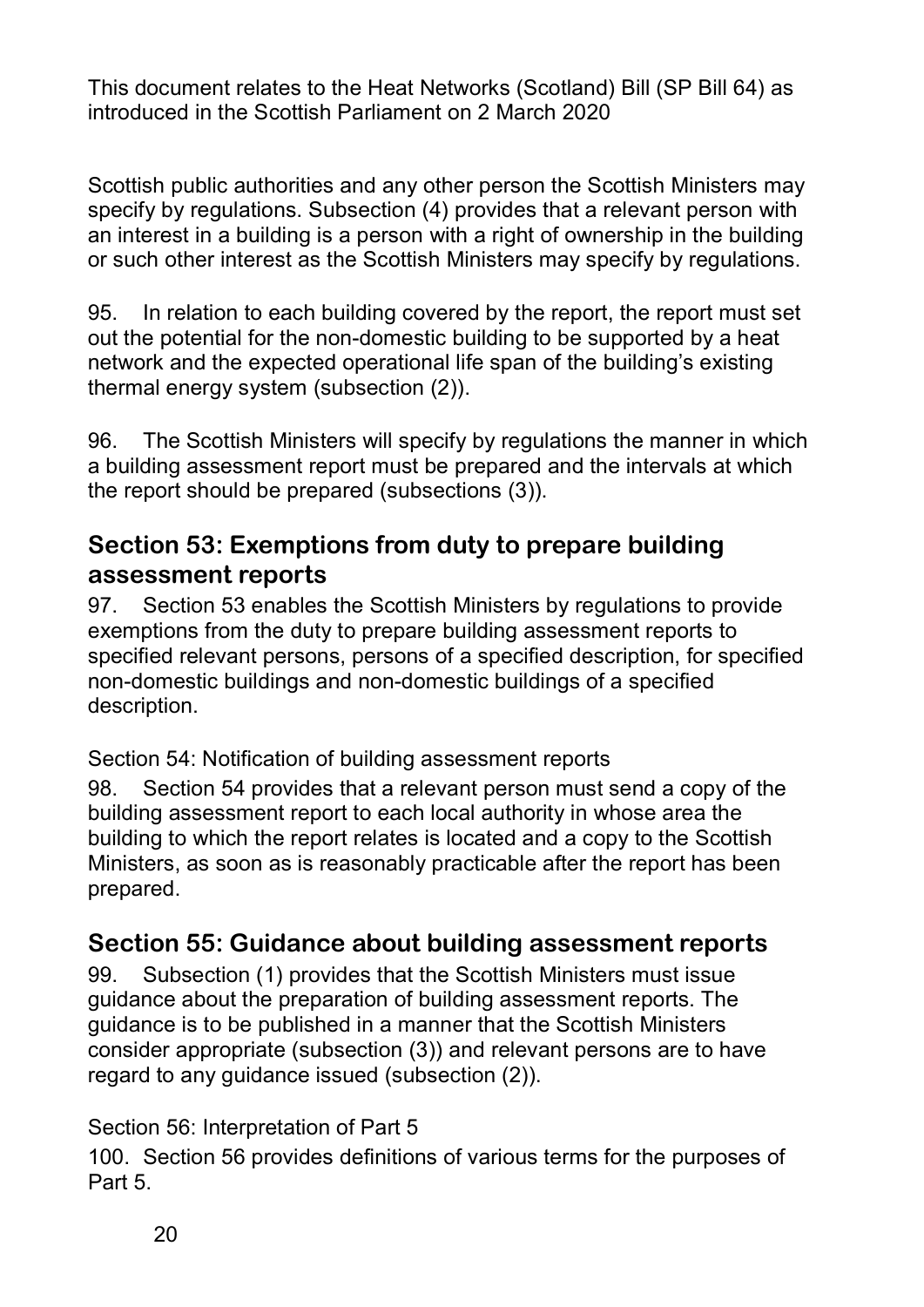Scottish public authorities and any other person the Scottish Ministers may specify by regulations. Subsection (4) provides that a relevant person with an interest in a building is a person with a right of ownership in the building or such other interest as the Scottish Ministers may specify by regulations.

95. In relation to each building covered by the report, the report must set out the potential for the non-domestic building to be supported by a heat network and the expected operational life span of the building's existing thermal energy system (subsection (2)).

96. The Scottish Ministers will specify by regulations the manner in which a building assessment report must be prepared and the intervals at which the report should be prepared (subsections (3)).

## Section 53: Exemptions from duty to prepare building assessment reports

97. Section 53 enables the Scottish Ministers by regulations to provide exemptions from the duty to prepare building assessment reports to specified relevant persons, persons of a specified description, for specified non-domestic buildings and non-domestic buildings of a specified description.

Section 54: Notification of building assessment reports

98. Section 54 provides that a relevant person must send a copy of the building assessment report to each local authority in whose area the building to which the report relates is located and a copy to the Scottish Ministers, as soon as is reasonably practicable after the report has been prepared.

## Section 55: Guidance about building assessment reports

99. Subsection (1) provides that the Scottish Ministers must issue guidance about the preparation of building assessment reports. The guidance is to be published in a manner that the Scottish Ministers consider appropriate (subsection (3)) and relevant persons are to have regard to any guidance issued (subsection (2)).

Section 56: Interpretation of Part 5

100. Section 56 provides definitions of various terms for the purposes of Part 5.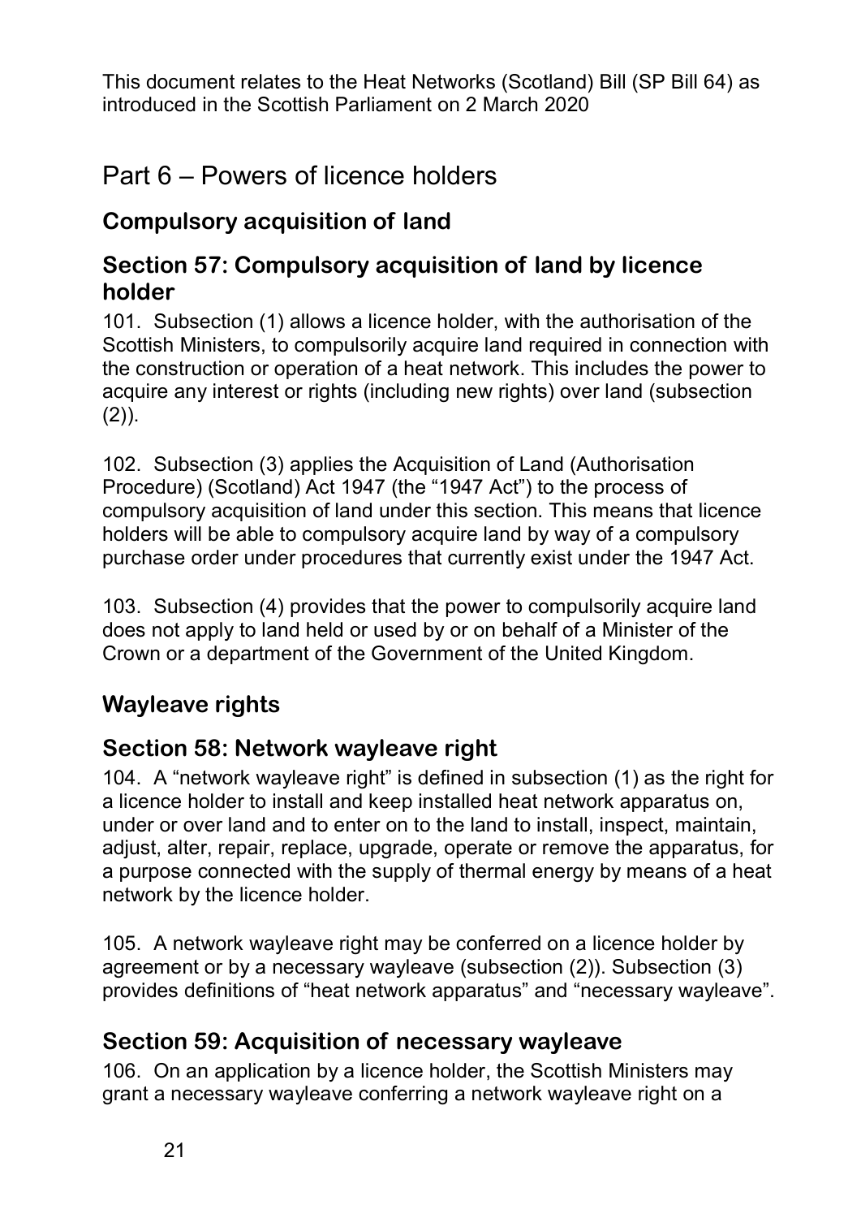This document relates to the Heat Networks (Scotland) Bill (SP Bill 64) as introduced in the Scottish Parliament on 2 March 2020

# Part 6 – Powers of licence holders

## Compulsory acquisition of land

### Section 57: Compulsory acquisition of land by licence holder

101. Subsection (1) allows a licence holder, with the authorisation of the Scottish Ministers, to compulsorily acquire land required in connection with the construction or operation of a heat network. This includes the power to acquire any interest or rights (including new rights) over land (subsection (2)).

102. Subsection (3) applies the Acquisition of Land (Authorisation Procedure) (Scotland) Act 1947 (the "1947 Act") to the process of compulsory acquisition of land under this section. This means that licence holders will be able to compulsory acquire land by way of a compulsory purchase order under procedures that currently exist under the 1947 Act.

103. Subsection (4) provides that the power to compulsorily acquire land does not apply to land held or used by or on behalf of a Minister of the Crown or a department of the Government of the United Kingdom.

## Wayleave rights

### Section 58: Network wayleave right

104. A "network wayleave right" is defined in subsection (1) as the right for a licence holder to install and keep installed heat network apparatus on, under or over land and to enter on to the land to install, inspect, maintain, adjust, alter, repair, replace, upgrade, operate or remove the apparatus, for a purpose connected with the supply of thermal energy by means of a heat network by the licence holder.

105. A network wayleave right may be conferred on a licence holder by agreement or by a necessary wayleave (subsection (2)). Subsection (3) provides definitions of "heat network apparatus" and "necessary wayleave".

### Section 59: Acquisition of necessary wayleave

106. On an application by a licence holder, the Scottish Ministers may grant a necessary wayleave conferring a network wayleave right on a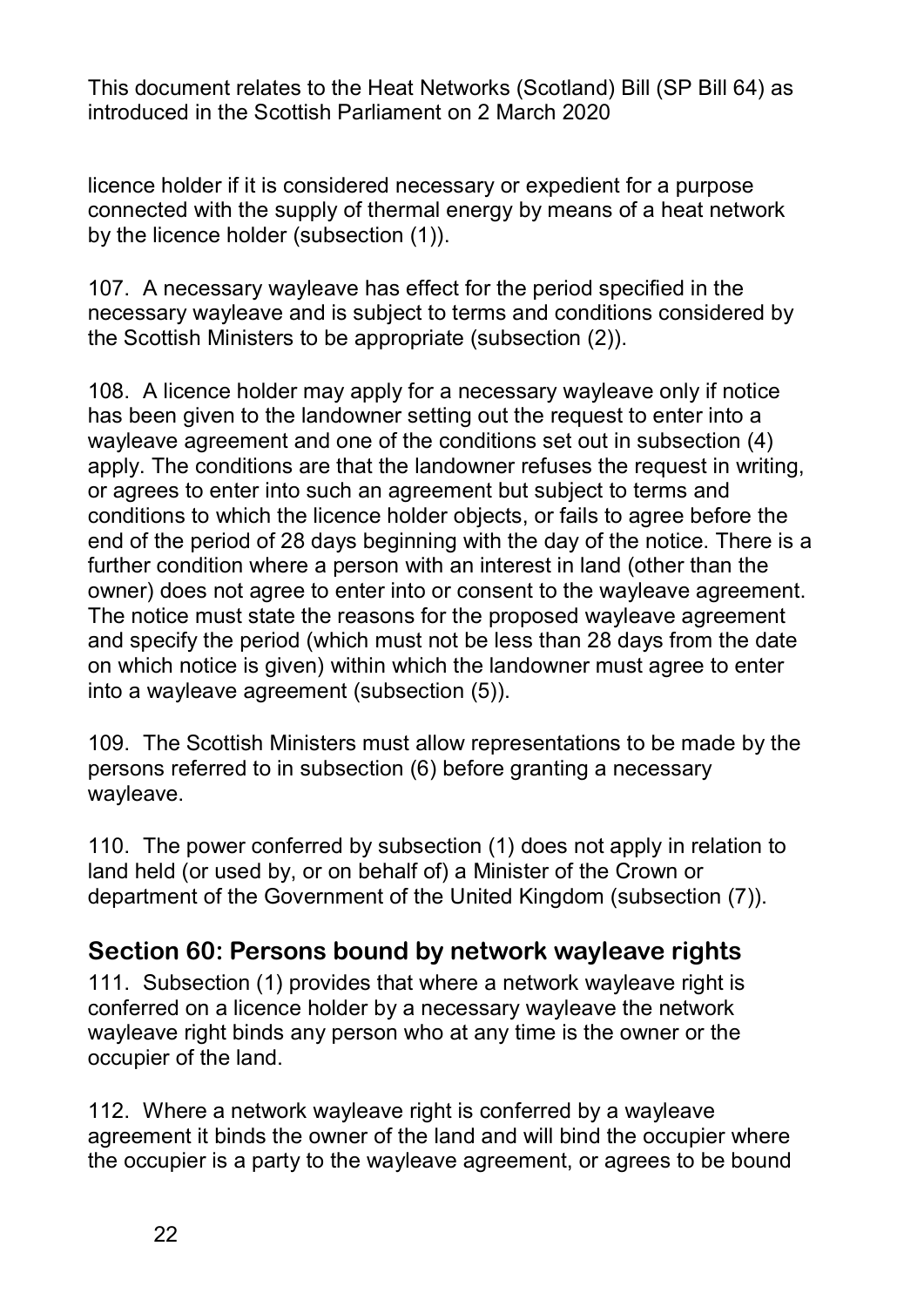licence holder if it is considered necessary or expedient for a purpose connected with the supply of thermal energy by means of a heat network by the licence holder (subsection (1)).

107. A necessary wayleave has effect for the period specified in the necessary wayleave and is subject to terms and conditions considered by the Scottish Ministers to be appropriate (subsection (2)).

108. A licence holder may apply for a necessary wayleave only if notice has been given to the landowner setting out the request to enter into a wayleave agreement and one of the conditions set out in subsection (4) apply. The conditions are that the landowner refuses the request in writing, or agrees to enter into such an agreement but subject to terms and conditions to which the licence holder objects, or fails to agree before the end of the period of 28 days beginning with the day of the notice. There is a further condition where a person with an interest in land (other than the owner) does not agree to enter into or consent to the wayleave agreement. The notice must state the reasons for the proposed wayleave agreement and specify the period (which must not be less than 28 days from the date on which notice is given) within which the landowner must agree to enter into a wayleave agreement (subsection (5)).

109. The Scottish Ministers must allow representations to be made by the persons referred to in subsection (6) before granting a necessary wayleave.

110. The power conferred by subsection (1) does not apply in relation to land held (or used by, or on behalf of) a Minister of the Crown or department of the Government of the United Kingdom (subsection (7)).

## Section 60: Persons bound by network wayleave rights

111. Subsection (1) provides that where a network wayleave right is conferred on a licence holder by a necessary wayleave the network wayleave right binds any person who at any time is the owner or the occupier of the land.

112. Where a network wayleave right is conferred by a wayleave agreement it binds the owner of the land and will bind the occupier where the occupier is a party to the wayleave agreement, or agrees to be bound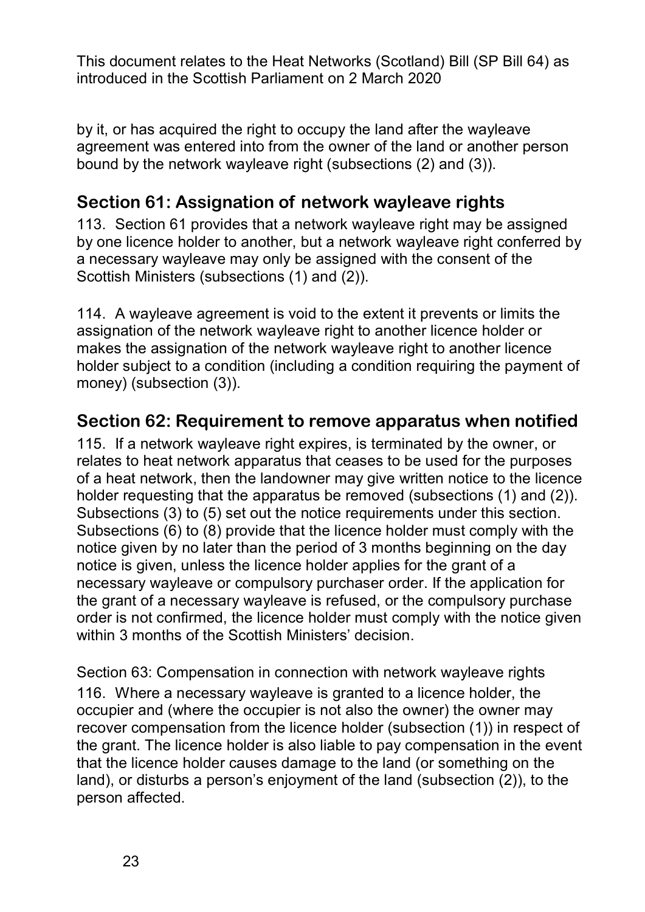by it, or has acquired the right to occupy the land after the wayleave agreement was entered into from the owner of the land or another person bound by the network wayleave right (subsections (2) and (3)).

## Section 61: Assignation of network wayleave rights

113. Section 61 provides that a network wayleave right may be assigned by one licence holder to another, but a network wayleave right conferred by a necessary wayleave may only be assigned with the consent of the Scottish Ministers (subsections (1) and (2)).

114. A wayleave agreement is void to the extent it prevents or limits the assignation of the network wayleave right to another licence holder or makes the assignation of the network wayleave right to another licence holder subject to a condition (including a condition requiring the payment of money) (subsection (3)).

## Section 62: Requirement to remove apparatus when notified

115. If a network wayleave right expires, is terminated by the owner, or relates to heat network apparatus that ceases to be used for the purposes of a heat network, then the landowner may give written notice to the licence holder requesting that the apparatus be removed (subsections (1) and (2)). Subsections (3) to (5) set out the notice requirements under this section. Subsections (6) to (8) provide that the licence holder must comply with the notice given by no later than the period of 3 months beginning on the day notice is given, unless the licence holder applies for the grant of a necessary wayleave or compulsory purchaser order. If the application for the grant of a necessary wayleave is refused, or the compulsory purchase order is not confirmed, the licence holder must comply with the notice given within 3 months of the Scottish Ministers' decision.

Section 63: Compensation in connection with network wayleave rights

116. Where a necessary wayleave is granted to a licence holder, the occupier and (where the occupier is not also the owner) the owner may recover compensation from the licence holder (subsection (1)) in respect of the grant. The licence holder is also liable to pay compensation in the event that the licence holder causes damage to the land (or something on the land), or disturbs a person's enjoyment of the land (subsection (2)), to the person affected.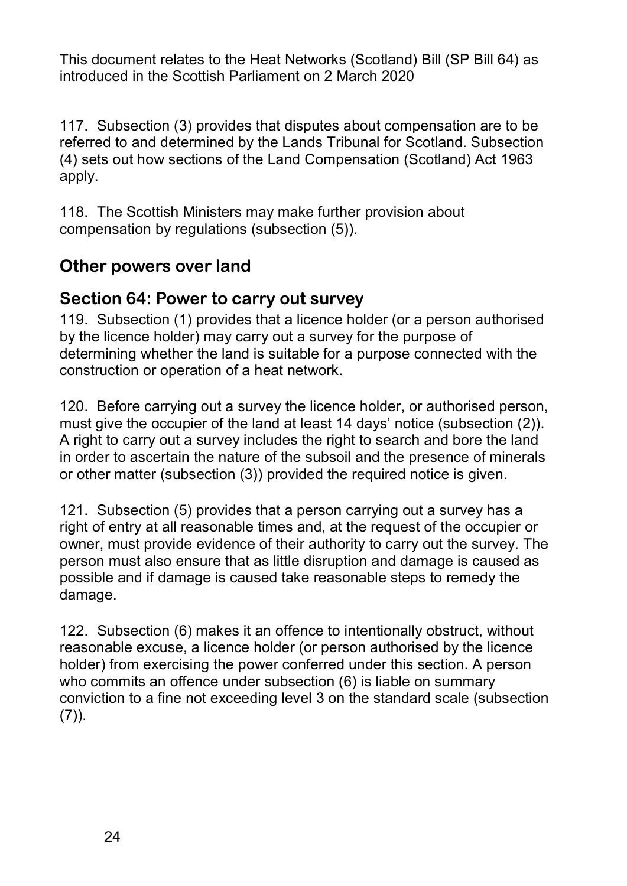117. Subsection (3) provides that disputes about compensation are to be referred to and determined by the Lands Tribunal for Scotland. Subsection (4) sets out how sections of the Land Compensation (Scotland) Act 1963 apply.

118. The Scottish Ministers may make further provision about compensation by regulations (subsection (5)).

## Other powers over land

## Section 64: Power to carry out survey

119. Subsection (1) provides that a licence holder (or a person authorised by the licence holder) may carry out a survey for the purpose of determining whether the land is suitable for a purpose connected with the construction or operation of a heat network.

120. Before carrying out a survey the licence holder, or authorised person, must give the occupier of the land at least 14 days' notice (subsection (2)). A right to carry out a survey includes the right to search and bore the land in order to ascertain the nature of the subsoil and the presence of minerals or other matter (subsection (3)) provided the required notice is given.

121. Subsection (5) provides that a person carrying out a survey has a right of entry at all reasonable times and, at the request of the occupier or owner, must provide evidence of their authority to carry out the survey. The person must also ensure that as little disruption and damage is caused as possible and if damage is caused take reasonable steps to remedy the damage.

122. Subsection (6) makes it an offence to intentionally obstruct, without reasonable excuse, a licence holder (or person authorised by the licence holder) from exercising the power conferred under this section. A person who commits an offence under subsection (6) is liable on summary conviction to a fine not exceeding level 3 on the standard scale (subsection (7)).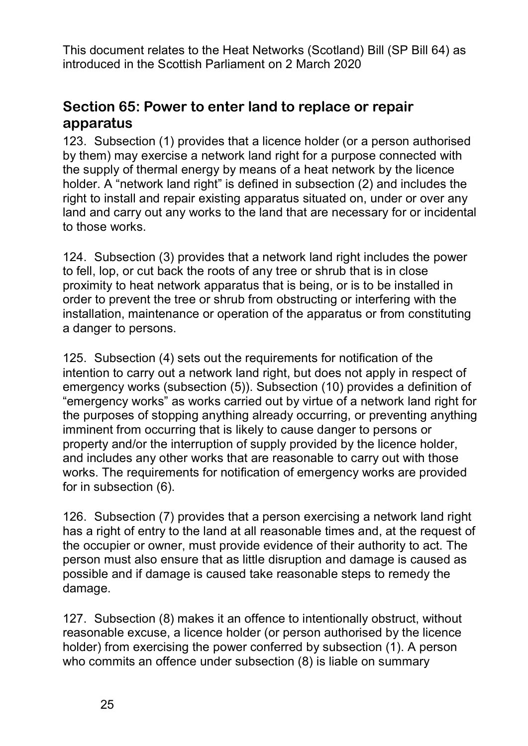This document relates to the Heat Networks (Scotland) Bill (SP Bill 64) as introduced in the Scottish Parliament on 2 March 2020

## Section 65: Power to enter land to replace or repair apparatus

123. Subsection (1) provides that a licence holder (or a person authorised by them) may exercise a network land right for a purpose connected with the supply of thermal energy by means of a heat network by the licence holder. A "network land right" is defined in subsection (2) and includes the right to install and repair existing apparatus situated on, under or over any land and carry out any works to the land that are necessary for or incidental to those works.

124. Subsection (3) provides that a network land right includes the power to fell, lop, or cut back the roots of any tree or shrub that is in close proximity to heat network apparatus that is being, or is to be installed in order to prevent the tree or shrub from obstructing or interfering with the installation, maintenance or operation of the apparatus or from constituting a danger to persons.

125. Subsection (4) sets out the requirements for notification of the intention to carry out a network land right, but does not apply in respect of emergency works (subsection (5)). Subsection (10) provides a definition of "emergency works" as works carried out by virtue of a network land right for the purposes of stopping anything already occurring, or preventing anything imminent from occurring that is likely to cause danger to persons or property and/or the interruption of supply provided by the licence holder, and includes any other works that are reasonable to carry out with those works. The requirements for notification of emergency works are provided for in subsection (6).

126. Subsection (7) provides that a person exercising a network land right has a right of entry to the land at all reasonable times and, at the request of the occupier or owner, must provide evidence of their authority to act. The person must also ensure that as little disruption and damage is caused as possible and if damage is caused take reasonable steps to remedy the damage.

127. Subsection (8) makes it an offence to intentionally obstruct, without reasonable excuse, a licence holder (or person authorised by the licence holder) from exercising the power conferred by subsection (1). A person who commits an offence under subsection (8) is liable on summary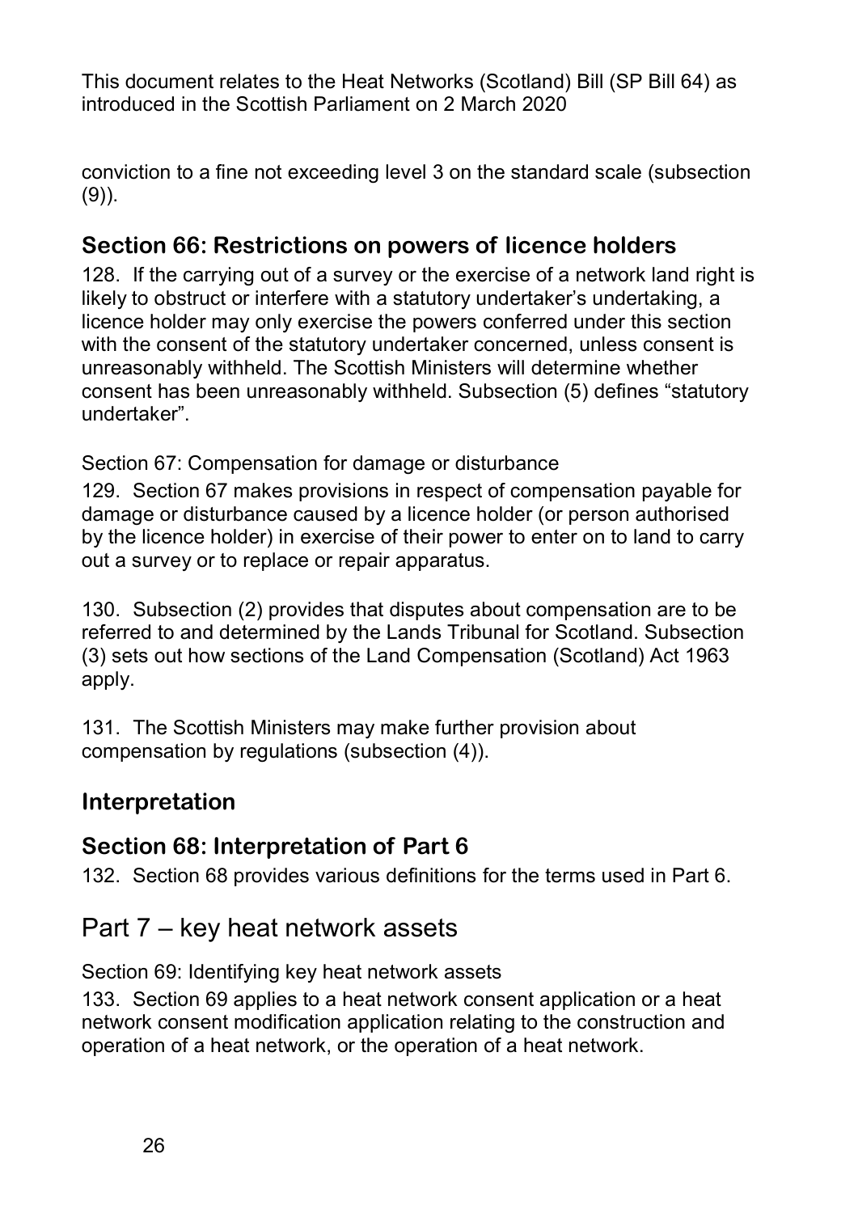conviction to a fine not exceeding level 3 on the standard scale (subsection (9)).

### Section 66: Restrictions on powers of licence holders

128. If the carrying out of a survey or the exercise of a network land right is likely to obstruct or interfere with a statutory undertaker's undertaking, a licence holder may only exercise the powers conferred under this section with the consent of the statutory undertaker concerned, unless consent is unreasonably withheld. The Scottish Ministers will determine whether consent has been unreasonably withheld. Subsection (5) defines "statutory undertaker".

Section 67: Compensation for damage or disturbance

129. Section 67 makes provisions in respect of compensation payable for damage or disturbance caused by a licence holder (or person authorised by the licence holder) in exercise of their power to enter on to land to carry out a survey or to replace or repair apparatus.

130. Subsection (2) provides that disputes about compensation are to be referred to and determined by the Lands Tribunal for Scotland. Subsection (3) sets out how sections of the Land Compensation (Scotland) Act 1963 apply.

131. The Scottish Ministers may make further provision about compensation by regulations (subsection (4)).

### Interpretation

### Section 68: Interpretation of Part 6

132. Section 68 provides various definitions for the terms used in Part 6.

## Part 7 – key heat network assets

Section 69: Identifying key heat network assets

133. Section 69 applies to a heat network consent application or a heat network consent modification application relating to the construction and operation of a heat network, or the operation of a heat network.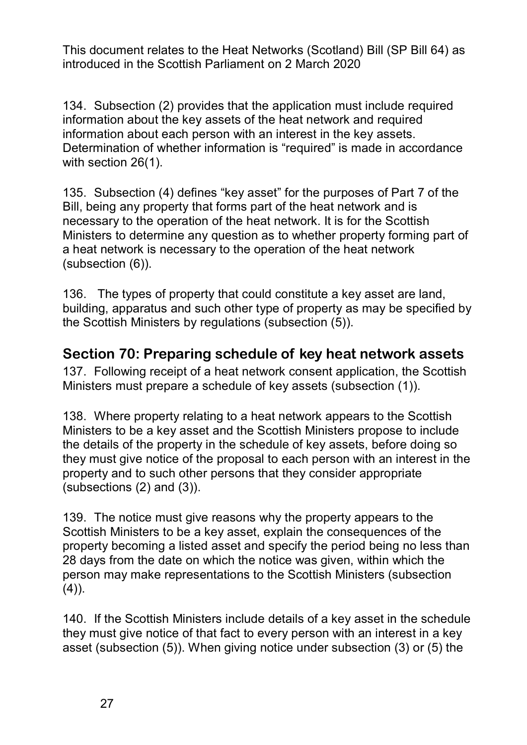This document relates to the Heat Networks (Scotland) Bill (SP Bill 64) as introduced in the Scottish Parliament on 2 March 2020

134. Subsection (2) provides that the application must include required information about the key assets of the heat network and required information about each person with an interest in the key assets. Determination of whether information is "required" is made in accordance with section 26(1).

135. Subsection (4) defines "key asset" for the purposes of Part 7 of the Bill, being any property that forms part of the heat network and is necessary to the operation of the heat network. It is for the Scottish Ministers to determine any question as to whether property forming part of a heat network is necessary to the operation of the heat network (subsection (6)).

136. The types of property that could constitute a key asset are land, building, apparatus and such other type of property as may be specified by the Scottish Ministers by regulations (subsection (5)).

## Section 70: Preparing schedule of key heat network assets

137. Following receipt of a heat network consent application, the Scottish Ministers must prepare a schedule of key assets (subsection (1)).

138. Where property relating to a heat network appears to the Scottish Ministers to be a key asset and the Scottish Ministers propose to include the details of the property in the schedule of key assets, before doing so they must give notice of the proposal to each person with an interest in the property and to such other persons that they consider appropriate (subsections (2) and (3)).

139. The notice must give reasons why the property appears to the Scottish Ministers to be a key asset, explain the consequences of the property becoming a listed asset and specify the period being no less than 28 days from the date on which the notice was given, within which the person may make representations to the Scottish Ministers (subsection (4)).

140. If the Scottish Ministers include details of a key asset in the schedule they must give notice of that fact to every person with an interest in a key asset (subsection (5)). When giving notice under subsection (3) or (5) the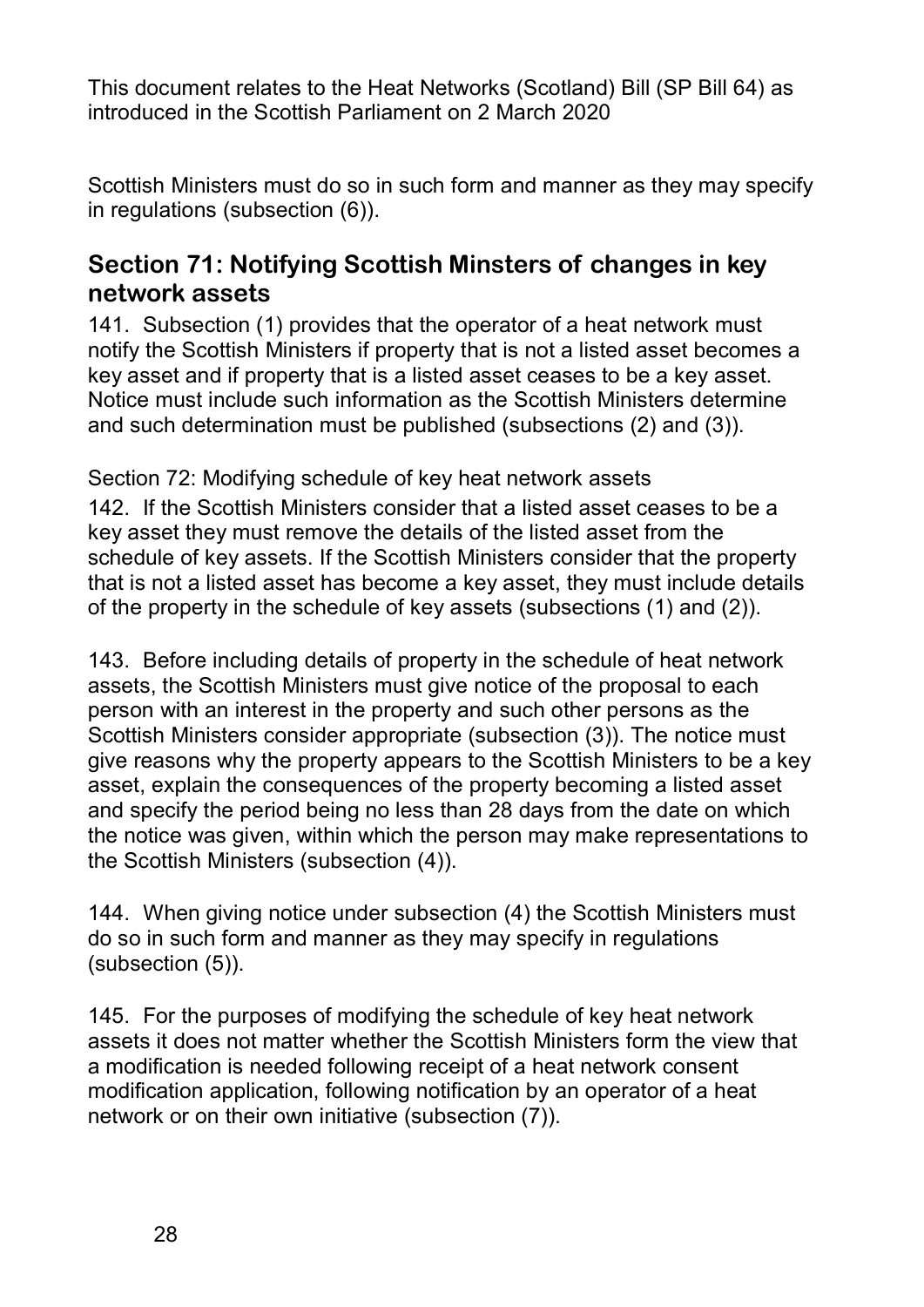Scottish Ministers must do so in such form and manner as they may specify in regulations (subsection (6)).

## Section 71: Notifying Scottish Minsters of changes in key network assets

141. Subsection (1) provides that the operator of a heat network must notify the Scottish Ministers if property that is not a listed asset becomes a key asset and if property that is a listed asset ceases to be a key asset. Notice must include such information as the Scottish Ministers determine and such determination must be published (subsections (2) and (3)).

Section 72: Modifying schedule of key heat network assets

142. If the Scottish Ministers consider that a listed asset ceases to be a key asset they must remove the details of the listed asset from the schedule of key assets. If the Scottish Ministers consider that the property that is not a listed asset has become a key asset, they must include details of the property in the schedule of key assets (subsections (1) and (2)).

143. Before including details of property in the schedule of heat network assets, the Scottish Ministers must give notice of the proposal to each person with an interest in the property and such other persons as the Scottish Ministers consider appropriate (subsection (3)). The notice must give reasons why the property appears to the Scottish Ministers to be a key asset, explain the consequences of the property becoming a listed asset and specify the period being no less than 28 days from the date on which the notice was given, within which the person may make representations to the Scottish Ministers (subsection (4)).

144. When giving notice under subsection (4) the Scottish Ministers must do so in such form and manner as they may specify in regulations (subsection (5)).

145. For the purposes of modifying the schedule of key heat network assets it does not matter whether the Scottish Ministers form the view that a modification is needed following receipt of a heat network consent modification application, following notification by an operator of a heat network or on their own initiative (subsection (7)).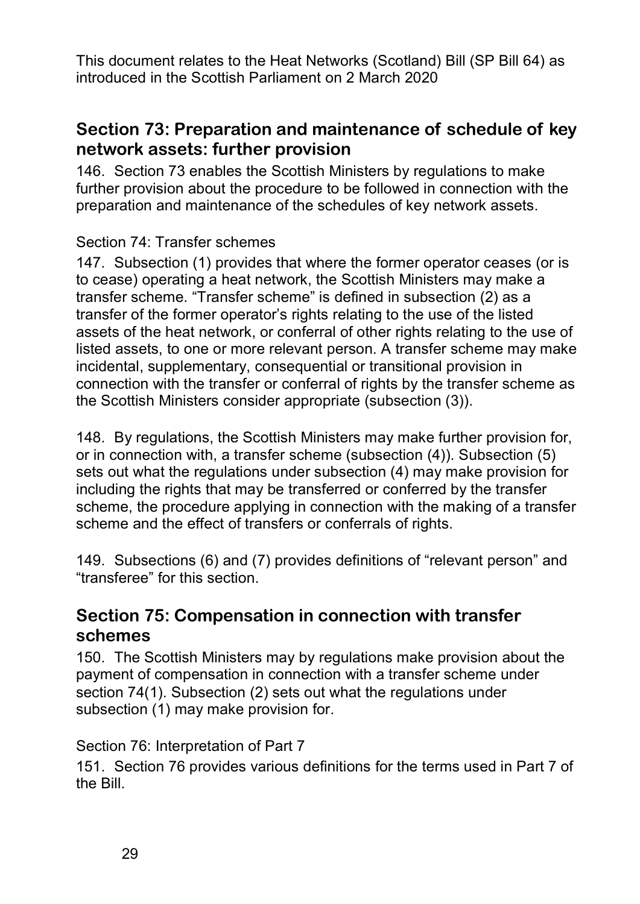## Section 73: Preparation and maintenance of schedule of key network assets: further provision

146. Section 73 enables the Scottish Ministers by regulations to make further provision about the procedure to be followed in connection with the preparation and maintenance of the schedules of key network assets.

Section 74: Transfer schemes

147. Subsection (1) provides that where the former operator ceases (or is to cease) operating a heat network, the Scottish Ministers may make a transfer scheme. "Transfer scheme" is defined in subsection (2) as a transfer of the former operator's rights relating to the use of the listed assets of the heat network, or conferral of other rights relating to the use of listed assets, to one or more relevant person. A transfer scheme may make incidental, supplementary, consequential or transitional provision in connection with the transfer or conferral of rights by the transfer scheme as the Scottish Ministers consider appropriate (subsection (3)).

148. By regulations, the Scottish Ministers may make further provision for, or in connection with, a transfer scheme (subsection (4)). Subsection (5) sets out what the regulations under subsection (4) may make provision for including the rights that may be transferred or conferred by the transfer scheme, the procedure applying in connection with the making of a transfer scheme and the effect of transfers or conferrals of rights.

149. Subsections (6) and (7) provides definitions of "relevant person" and "transferee" for this section.

## Section 75: Compensation in connection with transfer schemes

150. The Scottish Ministers may by regulations make provision about the payment of compensation in connection with a transfer scheme under section 74(1). Subsection (2) sets out what the regulations under subsection (1) may make provision for.

Section 76: Interpretation of Part 7

151. Section 76 provides various definitions for the terms used in Part 7 of the Bill.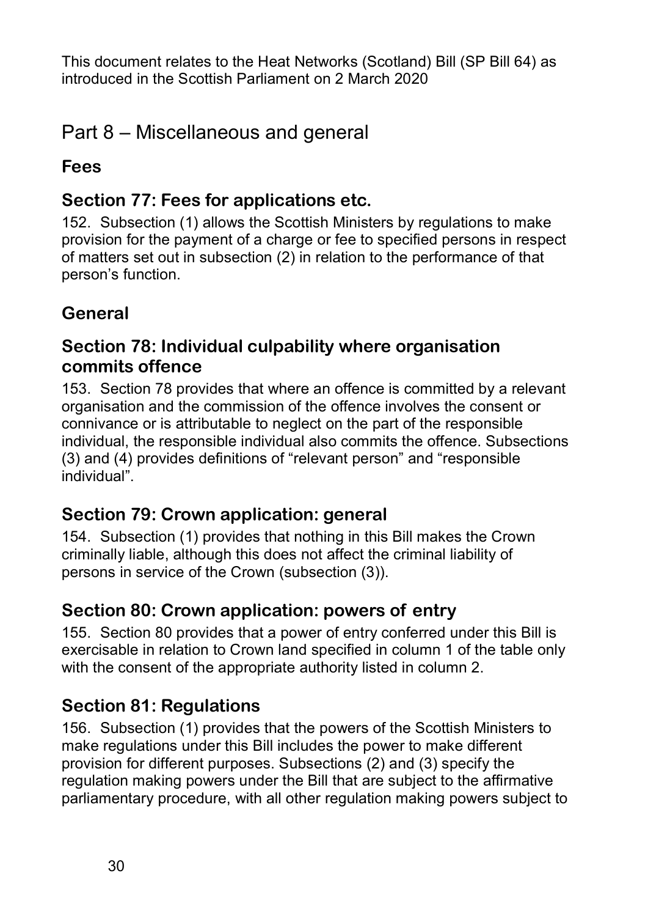This document relates to the Heat Networks (Scotland) Bill (SP Bill 64) as introduced in the Scottish Parliament on 2 March 2020

# Part 8 – Miscellaneous and general

## Fees

### Section 77: Fees for applications etc.

152. Subsection (1) allows the Scottish Ministers by regulations to make provision for the payment of a charge or fee to specified persons in respect of matters set out in subsection (2) in relation to the performance of that person's function.

## General

### Section 78: Individual culpability where organisation commits offence

153. Section 78 provides that where an offence is committed by a relevant organisation and the commission of the offence involves the consent or connivance or is attributable to neglect on the part of the responsible individual, the responsible individual also commits the offence. Subsections (3) and (4) provides definitions of "relevant person" and "responsible individual".

### Section 79: Crown application: general

154. Subsection (1) provides that nothing in this Bill makes the Crown criminally liable, although this does not affect the criminal liability of persons in service of the Crown (subsection (3)).

### Section 80: Crown application: powers of entry

155. Section 80 provides that a power of entry conferred under this Bill is exercisable in relation to Crown land specified in column 1 of the table only with the consent of the appropriate authority listed in column 2.

### Section 81: Regulations

156. Subsection (1) provides that the powers of the Scottish Ministers to make regulations under this Bill includes the power to make different provision for different purposes. Subsections (2) and (3) specify the regulation making powers under the Bill that are subject to the affirmative parliamentary procedure, with all other regulation making powers subject to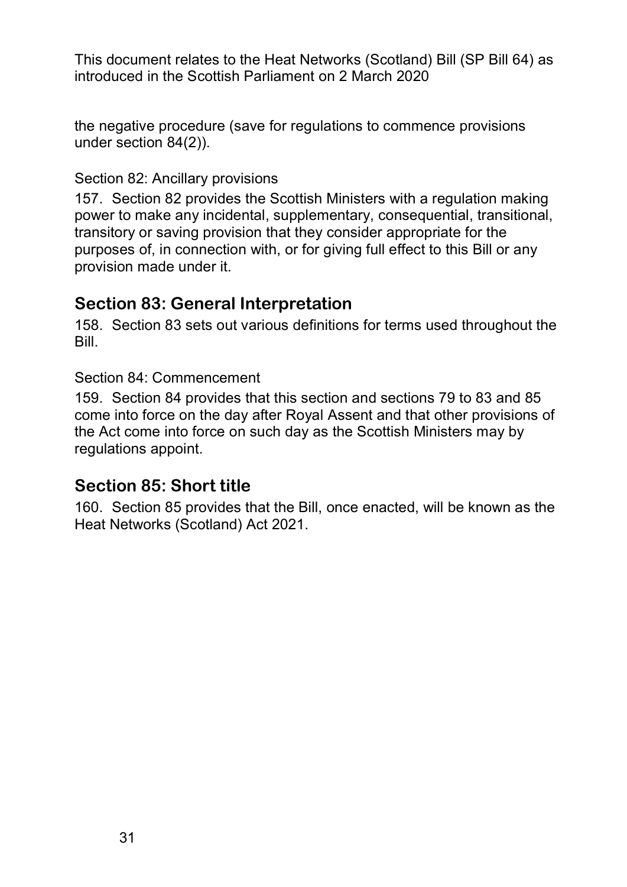the negative procedure (save for regulations to commence provisions under section 84(2)).

Section 82: Ancillary provisions

157. Section 82 provides the Scottish Ministers with a regulation making power to make any incidental, supplementary, consequential, transitional, transitory or saving provision that they consider appropriate for the purposes of, in connection with, or for giving full effect to this Bill or any provision made under it.

## Section 83: General Interpretation

158. Section 83 sets out various definitions for terms used throughout the Bill.

Section 84: Commencement

159. Section 84 provides that this section and sections 79 to 83 and 85 come into force on the day after Royal Assent and that other provisions of the Act come into force on such day as the Scottish Ministers may by regulations appoint.

## Section 85: Short title

160. Section 85 provides that the Bill, once enacted, will be known as the Heat Networks (Scotland) Act 2021.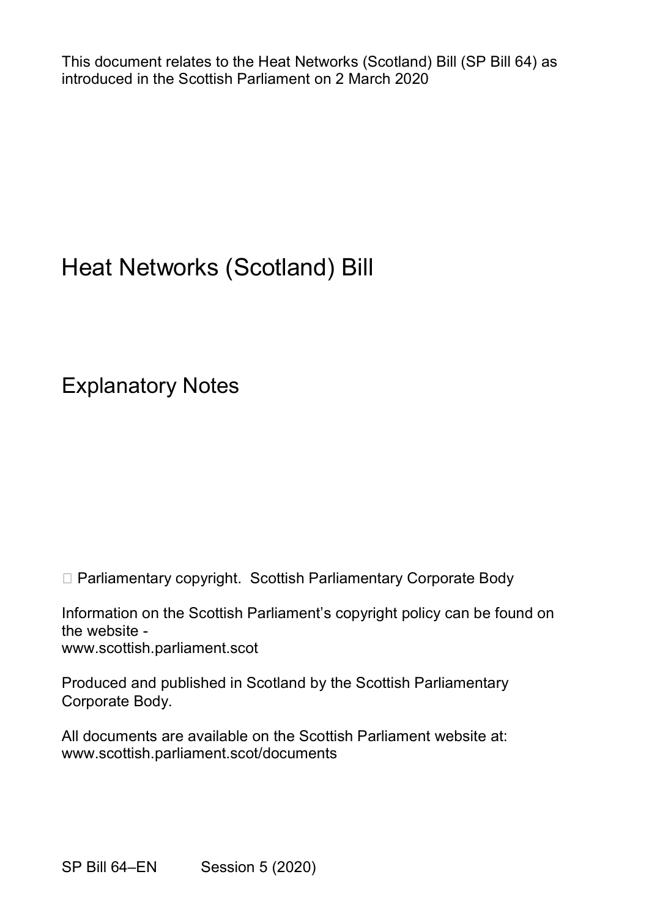This document relates to the Heat Networks (Scotland) Bill (SP Bill 64) as introduced in the Scottish Parliament on 2 March 2020

# Heat Networks (Scotland) Bill

## Explanatory Notes

 Parliamentary copyright. Scottish Parliamentary Corporate Body

Information on the Scottish Parliament's copyright policy can be found on the website -
www.scottish.parliament.scot

Produced and published in Scotland by the Scottish Parliamentary Corporate Body.

All documents are available on the Scottish Parliament website at:
www.scottish.parliament.scot/documents

SP Bill 64–EN Session 5 (2020)